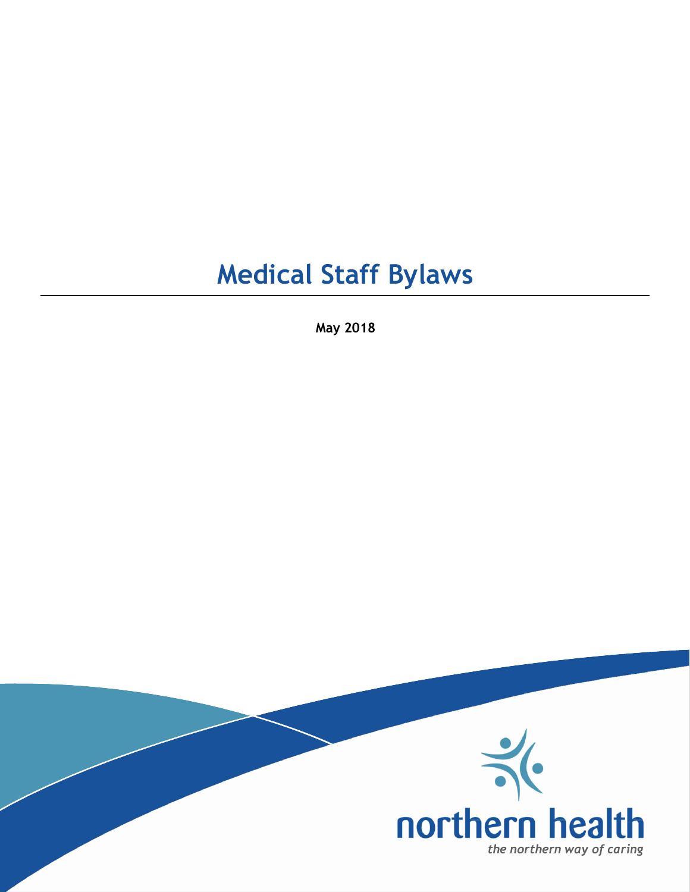# Medical Staff Bylaws

**May 2018**

northern health

*the northern way of caring*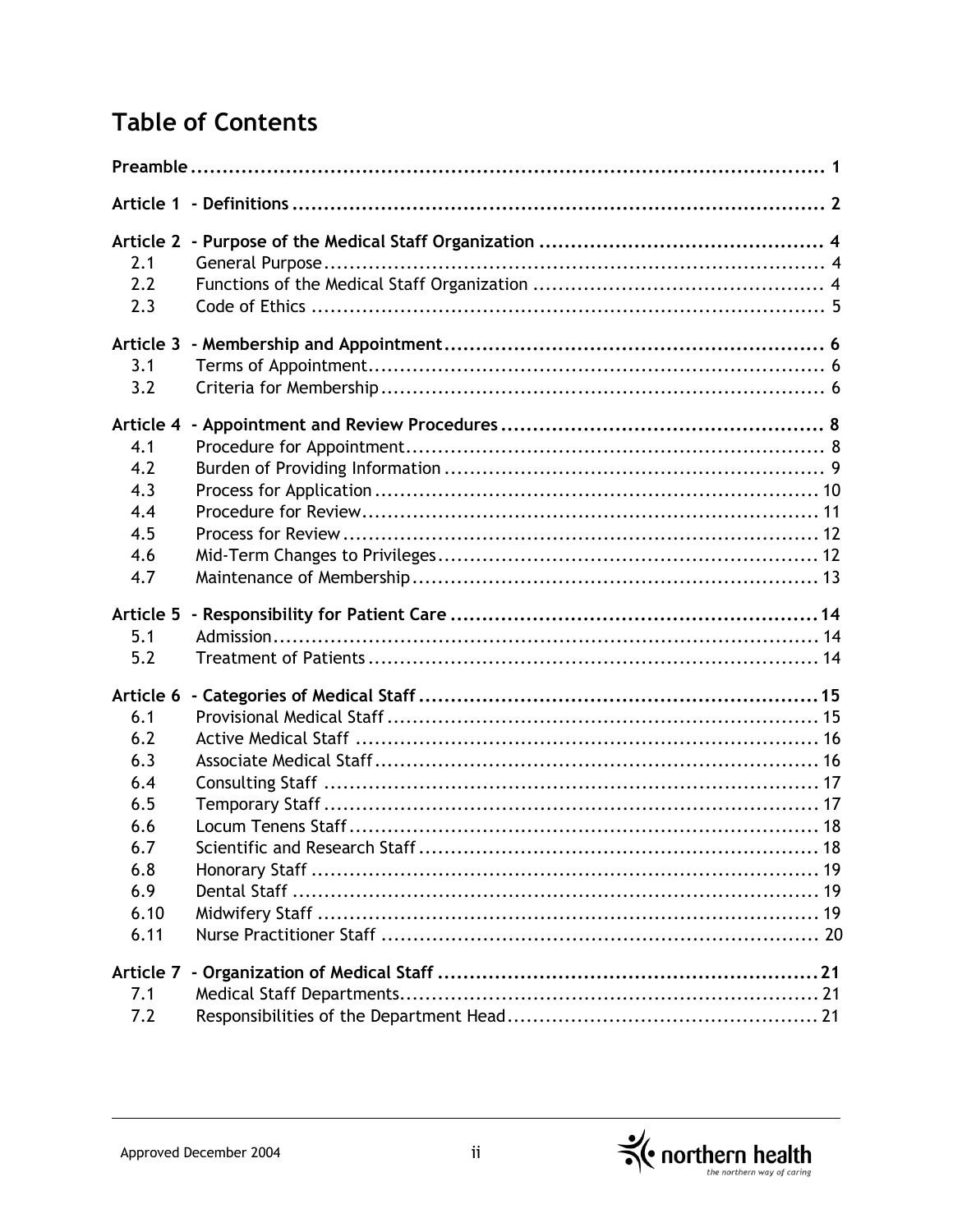# Table of Contents

| | | |
|---|---|---|
| **Preamble** | | **1** |
| **Article 1** | **- Definitions** | **2** |
| **Article 2** | **- Purpose of the Medical Staff Organization** | **4** |
| 2.1 | General Purpose | 4 |
| 2.2 | Functions of the Medical Staff Organization | 4 |
| 2.3 | Code of Ethics | 5 |
| **Article 3** | **- Membership and Appointment** | **6** |
| 3.1 | Terms of Appointment | 6 |
| 3.2 | Criteria for Membership | 6 |
| **Article 4** | **- Appointment and Review Procedures** | **8** |
| 4.1 | Procedure for Appointment | 8 |
| 4.2 | Burden of Providing Information | 9 |
| 4.3 | Process for Application | 10 |
| 4.4 | Procedure for Review | 11 |
| 4.5 | Process for Review | 12 |
| 4.6 | Mid-Term Changes to Privileges | 12 |
| 4.7 | Maintenance of Membership | 13 |
| **Article 5** | **- Responsibility for Patient Care** | **14** |
| 5.1 | Admission | 14 |
| 5.2 | Treatment of Patients | 14 |
| **Article 6** | **- Categories of Medical Staff** | **15** |
| 6.1 | Provisional Medical Staff | 15 |
| 6.2 | Active Medical Staff | 16 |
| 6.3 | Associate Medical Staff | 16 |
| 6.4 | Consulting Staff | 17 |
| 6.5 | Temporary Staff | 17 |
| 6.6 | Locum Tenens Staff | 18 |
| 6.7 | Scientific and Research Staff | 18 |
| 6.8 | Honorary Staff | 19 |
| 6.9 | Dental Staff | 19 |
| 6.10 | Midwifery Staff | 19 |
| 6.11 | Nurse Practitioner Staff | 20 |
| **Article 7** | **- Organization of Medical Staff** | **21** |
| 7.1 | Medical Staff Departments | 21 |
| 7.2 | Responsibilities of the Department Head | 21 |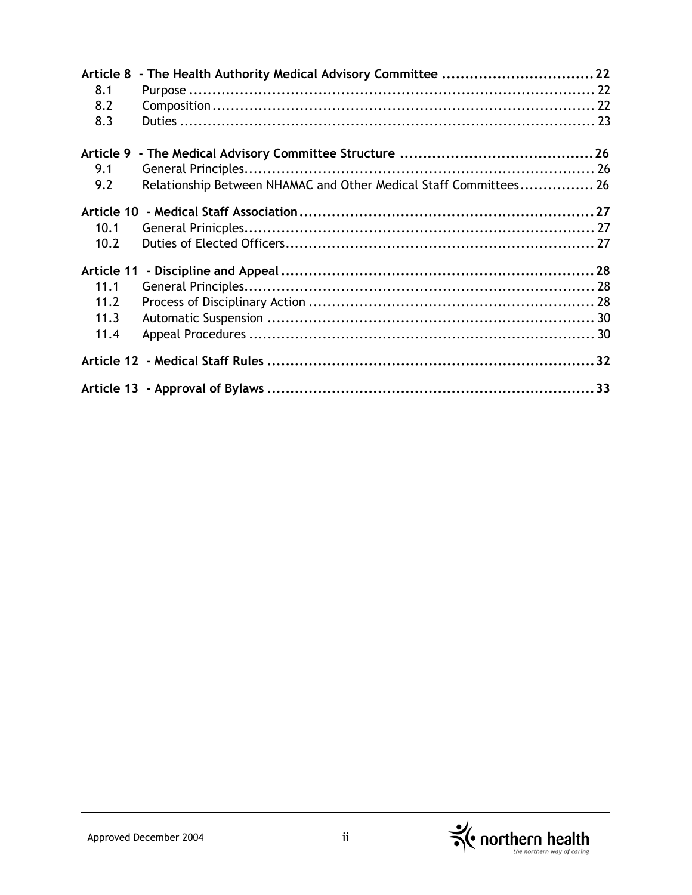| | | |
|---|---|---|
| **Article 8** | **- The Health Authority Medical Advisory Committee** | **22** |
| 8.1 | Purpose | 22 |
| 8.2 | Composition | 22 |
| 8.3 | Duties | 23 |
| **Article 9** | **- The Medical Advisory Committee Structure** | **26** |
| 9.1 | General Principles | 26 |
| 9.2 | Relationship Between NHAMAC and Other Medical Staff Committees | 26 |
| **Article 10** | **- Medical Staff Association** | **27** |
| 10.1 | General Prinicples | 27 |
| 10.2 | Duties of Elected Officers | 27 |
| **Article 11** | **- Discipline and Appeal** | **28** |
| 11.1 | General Principles | 28 |
| 11.2 | Process of Disciplinary Action | 28 |
| 11.3 | Automatic Suspension | 30 |
| 11.4 | Appeal Procedures | 30 |
| **Article 12** | **- Medical Staff Rules** | **32** |
| **Article 13** | **- Approval of Bylaws** | **33** |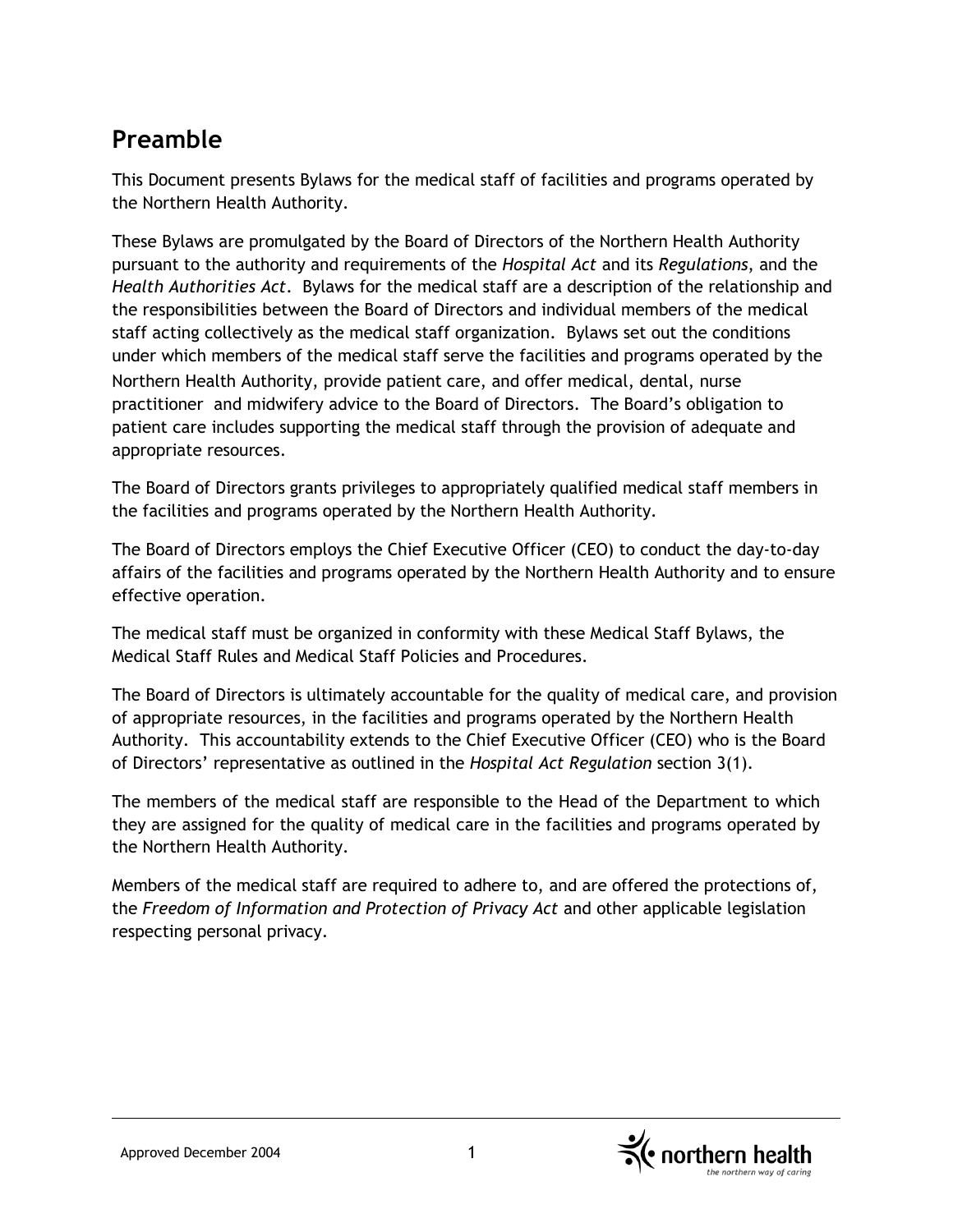## Preamble

This Document presents Bylaws for the medical staff of facilities and programs operated by the Northern Health Authority.

These Bylaws are promulgated by the Board of Directors of the Northern Health Authority pursuant to the authority and requirements of the *Hospital Act* and its *Regulations*, and the *Health Authorities Act*. Bylaws for the medical staff are a description of the relationship and the responsibilities between the Board of Directors and individual members of the medical staff acting collectively as the medical staff organization. Bylaws set out the conditions under which members of the medical staff serve the facilities and programs operated by the Northern Health Authority, provide patient care, and offer medical, dental, nurse practitioner and midwifery advice to the Board of Directors. The Board's obligation to patient care includes supporting the medical staff through the provision of adequate and appropriate resources.

The Board of Directors grants privileges to appropriately qualified medical staff members in the facilities and programs operated by the Northern Health Authority.

The Board of Directors employs the Chief Executive Officer (CEO) to conduct the day-to-day affairs of the facilities and programs operated by the Northern Health Authority and to ensure effective operation.

The medical staff must be organized in conformity with these Medical Staff Bylaws, the Medical Staff Rules and Medical Staff Policies and Procedures.

The Board of Directors is ultimately accountable for the quality of medical care, and provision of appropriate resources, in the facilities and programs operated by the Northern Health Authority. This accountability extends to the Chief Executive Officer (CEO) who is the Board of Directors' representative as outlined in the *Hospital Act Regulation* section 3(1).

The members of the medical staff are responsible to the Head of the Department to which they are assigned for the quality of medical care in the facilities and programs operated by the Northern Health Authority.

Members of the medical staff are required to adhere to, and are offered the protections of, the *Freedom of Information and Protection of Privacy Act* and other applicable legislation respecting personal privacy.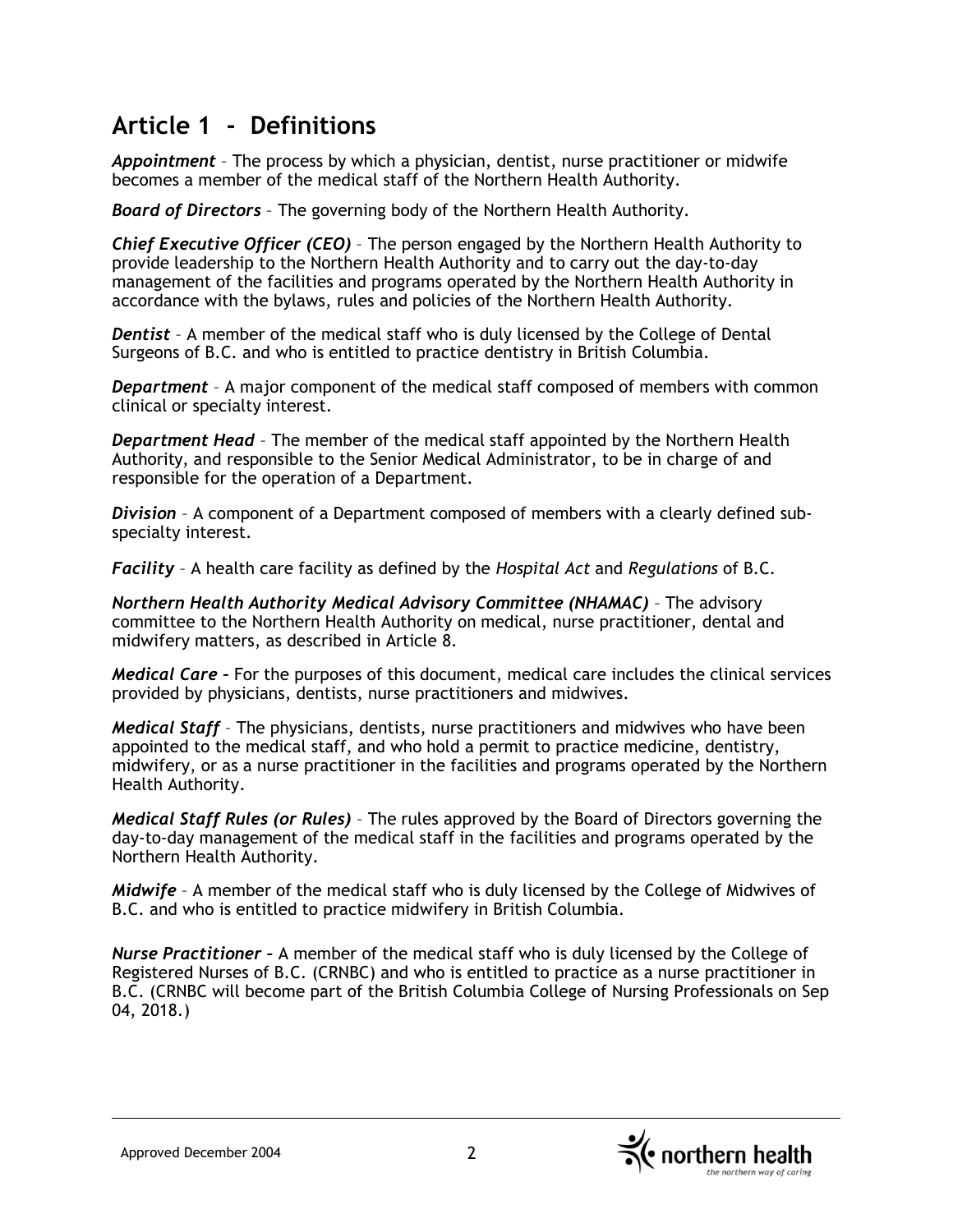## Article 1 - Definitions

***Appointment*** – The process by which a physician, dentist, nurse practitioner or midwife becomes a member of the medical staff of the Northern Health Authority.

***Board of Directors*** – The governing body of the Northern Health Authority.

***Chief Executive Officer (CEO)*** – The person engaged by the Northern Health Authority to provide leadership to the Northern Health Authority and to carry out the day-to-day management of the facilities and programs operated by the Northern Health Authority in accordance with the bylaws, rules and policies of the Northern Health Authority.

***Dentist*** – A member of the medical staff who is duly licensed by the College of Dental Surgeons of B.C. and who is entitled to practice dentistry in British Columbia.

***Department*** – A major component of the medical staff composed of members with common clinical or specialty interest.

***Department Head*** – The member of the medical staff appointed by the Northern Health Authority, and responsible to the Senior Medical Administrator, to be in charge of and responsible for the operation of a Department.

***Division*** – A component of a Department composed of members with a clearly defined sub-specialty interest.

***Facility*** – A health care facility as defined by the *Hospital Act* and *Regulations* of B.C.

***Northern Health Authority Medical Advisory Committee (NHAMAC)*** – The advisory committee to the Northern Health Authority on medical, nurse practitioner, dental and midwifery matters, as described in Article 8.

***Medical Care*** – For the purposes of this document, medical care includes the clinical services provided by physicians, dentists, nurse practitioners and midwives.

***Medical Staff*** – The physicians, dentists, nurse practitioners and midwives who have been appointed to the medical staff, and who hold a permit to practice medicine, dentistry, midwifery, or as a nurse practitioner in the facilities and programs operated by the Northern Health Authority.

***Medical Staff Rules (or Rules)*** – The rules approved by the Board of Directors governing the day-to-day management of the medical staff in the facilities and programs operated by the Northern Health Authority.

***Midwife*** – A member of the medical staff who is duly licensed by the College of Midwives of B.C. and who is entitled to practice midwifery in British Columbia.

***Nurse Practitioner*** – A member of the medical staff who is duly licensed by the College of Registered Nurses of B.C. (CRNBC) and who is entitled to practice as a nurse practitioner in B.C. (CRNBC will become part of the British Columbia College of Nursing Professionals on Sep 04, 2018.)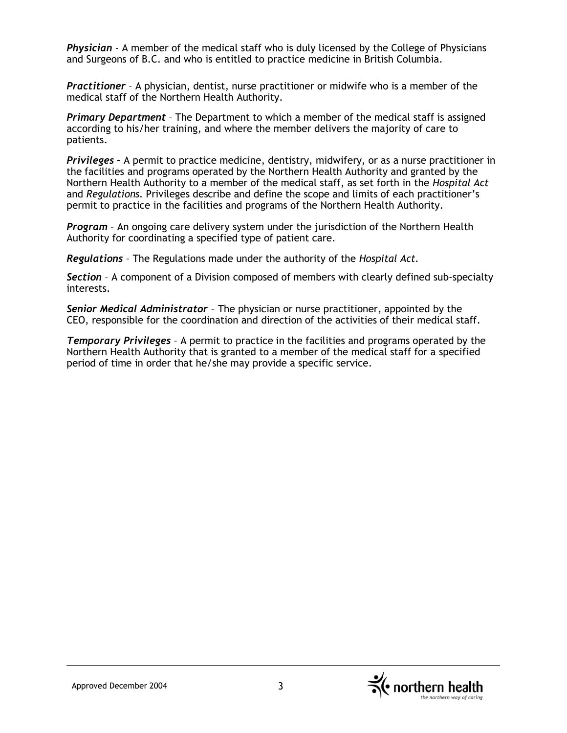***Physician*** - A member of the medical staff who is duly licensed by the College of Physicians and Surgeons of B.C. and who is entitled to practice medicine in British Columbia.

***Practitioner*** – A physician, dentist, nurse practitioner or midwife who is a member of the medical staff of the Northern Health Authority.

***Primary Department*** – The Department to which a member of the medical staff is assigned according to his/her training, and where the member delivers the majority of care to patients.

***Privileges*** **–** A permit to practice medicine, dentistry, midwifery, or as a nurse practitioner in the facilities and programs operated by the Northern Health Authority and granted by the Northern Health Authority to a member of the medical staff, as set forth in the *Hospital Act* and *Regulations*. Privileges describe and define the scope and limits of each practitioner's permit to practice in the facilities and programs of the Northern Health Authority.

***Program*** – An ongoing care delivery system under the jurisdiction of the Northern Health Authority for coordinating a specified type of patient care.

***Regulations*** – The Regulations made under the authority of the *Hospital Act*.

***Section*** – A component of a Division composed of members with clearly defined sub-specialty interests.

***Senior Medical Administrator*** – The physician or nurse practitioner, appointed by the CEO, responsible for the coordination and direction of the activities of their medical staff.

***Temporary Privileges*** – A permit to practice in the facilities and programs operated by the Northern Health Authority that is granted to a member of the medical staff for a specified period of time in order that he/she may provide a specific service.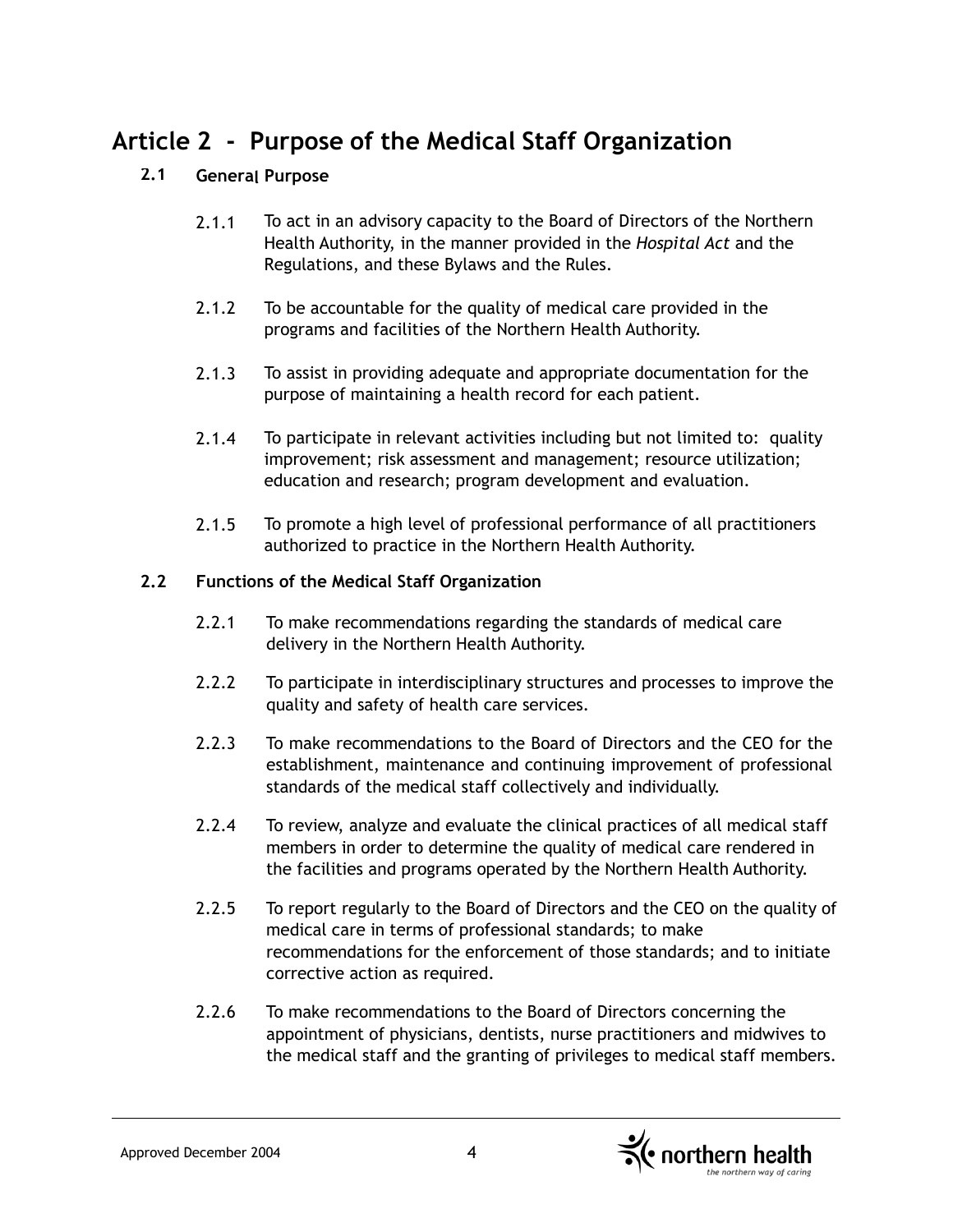# Article 2 - Purpose of the Medical Staff Organization

## 2.1 General Purpose

2.1.1 To act in an advisory capacity to the Board of Directors of the Northern Health Authority, in the manner provided in the *Hospital Act* and the Regulations, and these Bylaws and the Rules.

2.1.2 To be accountable for the quality of medical care provided in the programs and facilities of the Northern Health Authority.

2.1.3 To assist in providing adequate and appropriate documentation for the purpose of maintaining a health record for each patient.

2.1.4 To participate in relevant activities including but not limited to: quality improvement; risk assessment and management; resource utilization; education and research; program development and evaluation.

2.1.5 To promote a high level of professional performance of all practitioners authorized to practice in the Northern Health Authority.

## 2.2 Functions of the Medical Staff Organization

2.2.1 To make recommendations regarding the standards of medical care delivery in the Northern Health Authority.

2.2.2 To participate in interdisciplinary structures and processes to improve the quality and safety of health care services.

2.2.3 To make recommendations to the Board of Directors and the CEO for the establishment, maintenance and continuing improvement of professional standards of the medical staff collectively and individually.

2.2.4 To review, analyze and evaluate the clinical practices of all medical staff members in order to determine the quality of medical care rendered in the facilities and programs operated by the Northern Health Authority.

2.2.5 To report regularly to the Board of Directors and the CEO on the quality of medical care in terms of professional standards; to make recommendations for the enforcement of those standards; and to initiate corrective action as required.

2.2.6 To make recommendations to the Board of Directors concerning the appointment of physicians, dentists, nurse practitioners and midwives to the medical staff and the granting of privileges to medical staff members.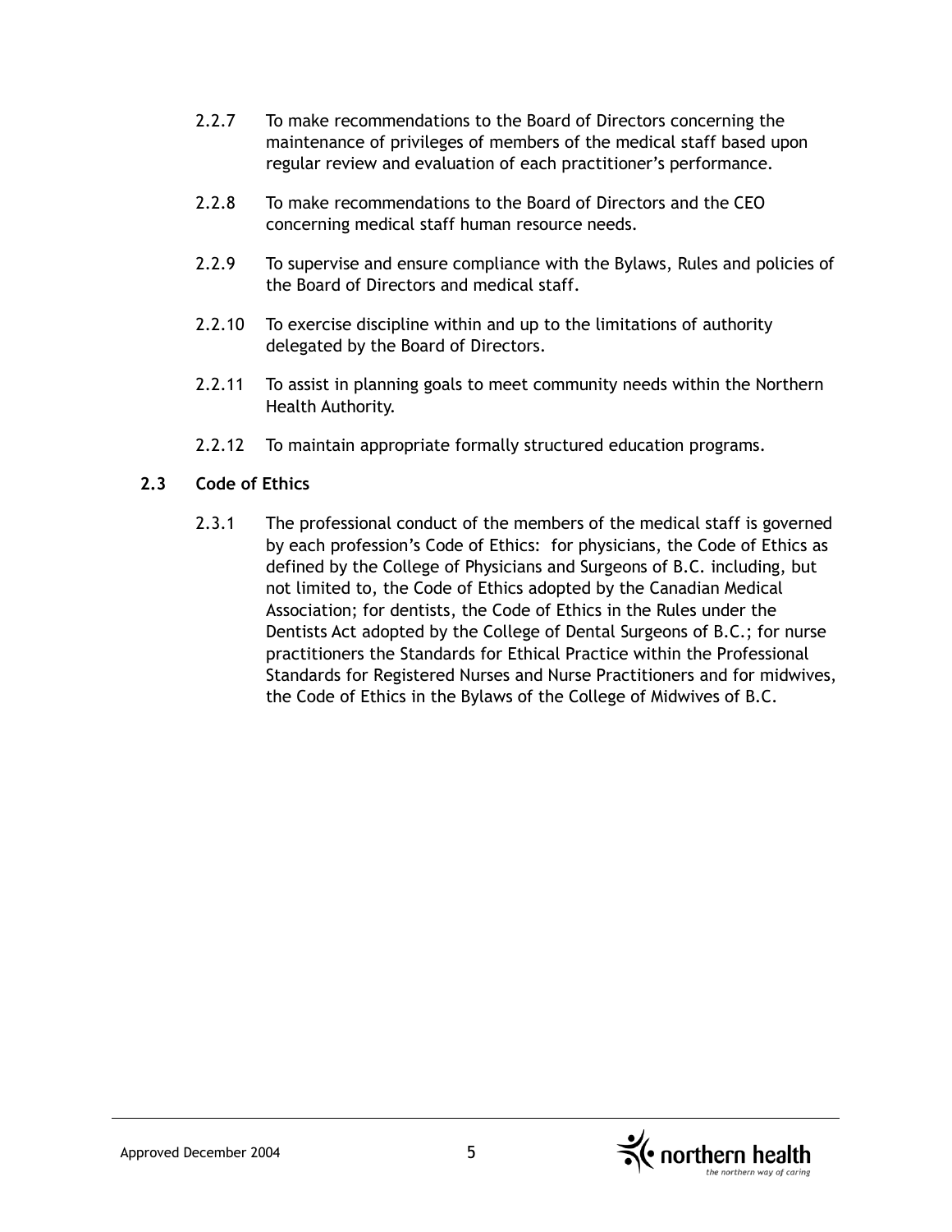2.2.7 To make recommendations to the Board of Directors concerning the maintenance of privileges of members of the medical staff based upon regular review and evaluation of each practitioner's performance.

2.2.8 To make recommendations to the Board of Directors and the CEO concerning medical staff human resource needs.

2.2.9 To supervise and ensure compliance with the Bylaws, Rules and policies of the Board of Directors and medical staff.

2.2.10 To exercise discipline within and up to the limitations of authority delegated by the Board of Directors.

2.2.11 To assist in planning goals to meet community needs within the Northern Health Authority.

2.2.12 To maintain appropriate formally structured education programs.

### 2.3 Code of Ethics

2.3.1 The professional conduct of the members of the medical staff is governed by each profession's Code of Ethics: for physicians, the Code of Ethics as defined by the College of Physicians and Surgeons of B.C. including, but not limited to, the Code of Ethics adopted by the Canadian Medical Association; for dentists, the Code of Ethics in the Rules under the Dentists Act adopted by the College of Dental Surgeons of B.C.; for nurse practitioners the Standards for Ethical Practice within the Professional Standards for Registered Nurses and Nurse Practitioners and for midwives, the Code of Ethics in the Bylaws of the College of Midwives of B.C.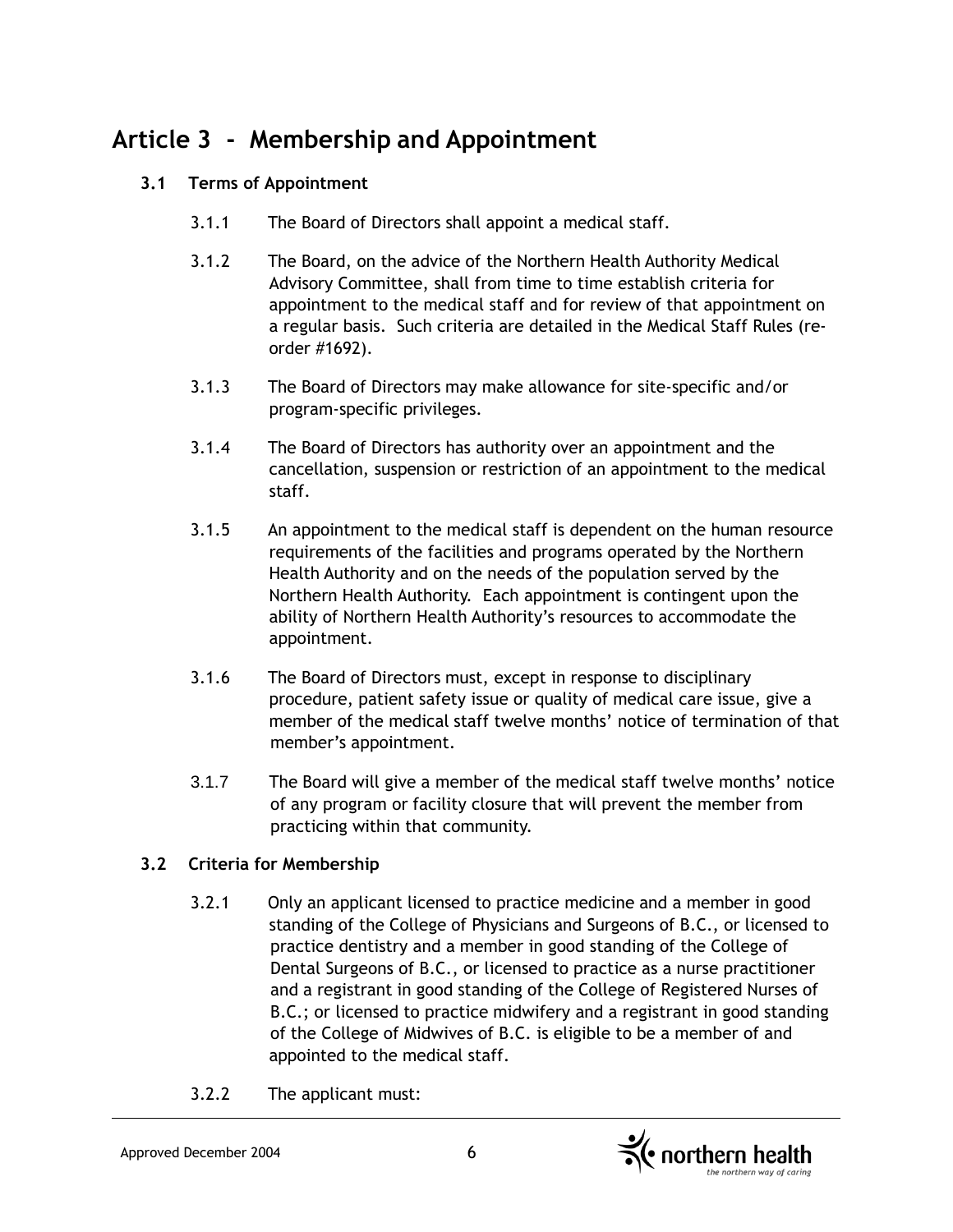# Article 3 - Membership and Appointment

## 3.1 Terms of Appointment

3.1.1 The Board of Directors shall appoint a medical staff.

3.1.2 The Board, on the advice of the Northern Health Authority Medical Advisory Committee, shall from time to time establish criteria for appointment to the medical staff and for review of that appointment on a regular basis. Such criteria are detailed in the Medical Staff Rules (re-order #1692).

3.1.3 The Board of Directors may make allowance for site-specific and/or program-specific privileges.

3.1.4 The Board of Directors has authority over an appointment and the cancellation, suspension or restriction of an appointment to the medical staff.

3.1.5 An appointment to the medical staff is dependent on the human resource requirements of the facilities and programs operated by the Northern Health Authority and on the needs of the population served by the Northern Health Authority. Each appointment is contingent upon the ability of Northern Health Authority's resources to accommodate the appointment.

3.1.6 The Board of Directors must, except in response to disciplinary procedure, patient safety issue or quality of medical care issue, give a member of the medical staff twelve months' notice of termination of that member's appointment.

3.1.7 The Board will give a member of the medical staff twelve months' notice of any program or facility closure that will prevent the member from practicing within that community.

## 3.2 Criteria for Membership

3.2.1 Only an applicant licensed to practice medicine and a member in good standing of the College of Physicians and Surgeons of B.C., or licensed to practice dentistry and a member in good standing of the College of Dental Surgeons of B.C., or licensed to practice as a nurse practitioner and a registrant in good standing of the College of Registered Nurses of B.C.; or licensed to practice midwifery and a registrant in good standing of the College of Midwives of B.C. is eligible to be a member of and appointed to the medical staff.

3.2.2 The applicant must: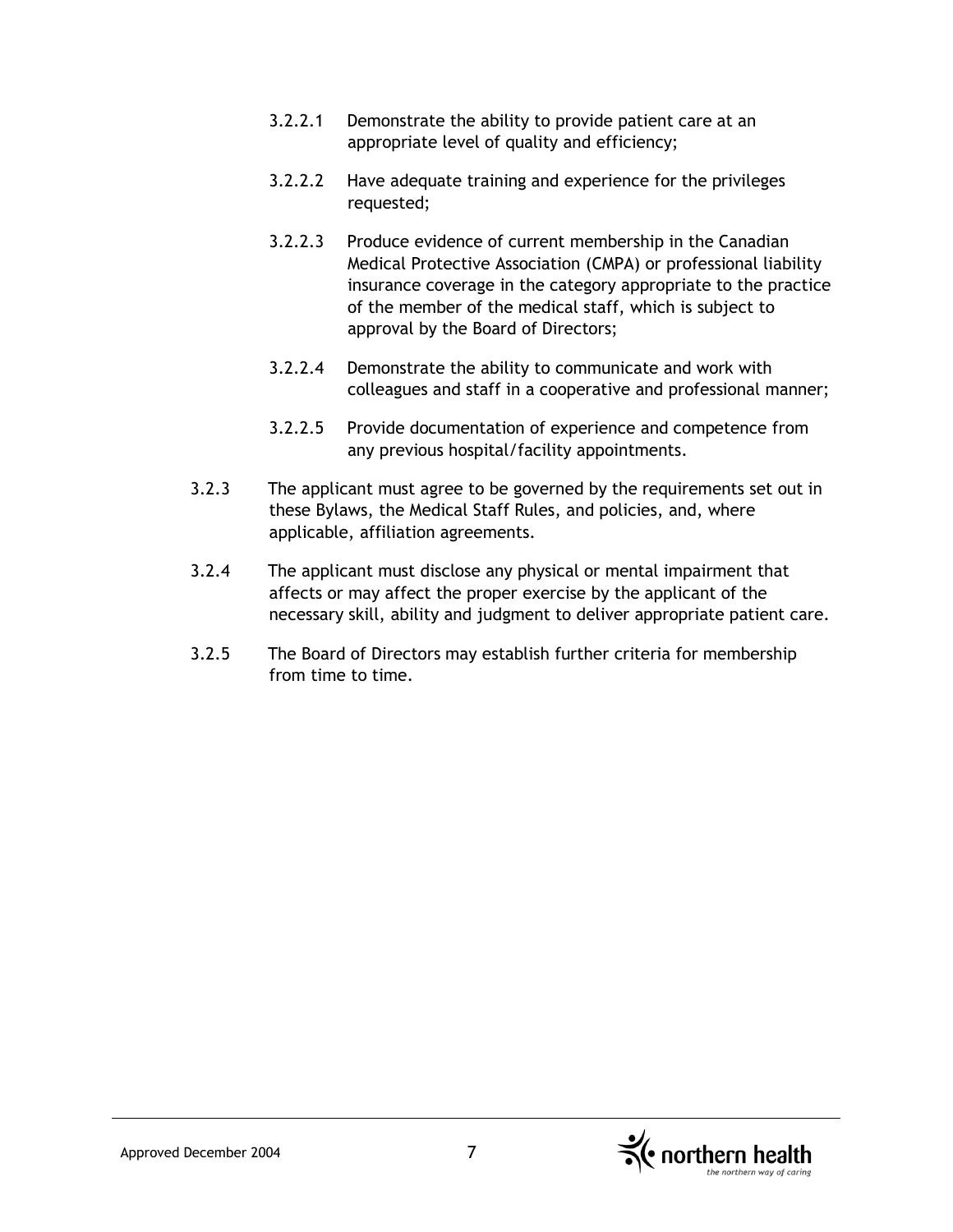3.2.2.1 Demonstrate the ability to provide patient care at an appropriate level of quality and efficiency;

3.2.2.2 Have adequate training and experience for the privileges requested;

3.2.2.3 Produce evidence of current membership in the Canadian Medical Protective Association (CMPA) or professional liability insurance coverage in the category appropriate to the practice of the member of the medical staff, which is subject to approval by the Board of Directors;

3.2.2.4 Demonstrate the ability to communicate and work with colleagues and staff in a cooperative and professional manner;

3.2.2.5 Provide documentation of experience and competence from any previous hospital/facility appointments.

3.2.3 The applicant must agree to be governed by the requirements set out in these Bylaws, the Medical Staff Rules, and policies, and, where applicable, affiliation agreements.

3.2.4 The applicant must disclose any physical or mental impairment that affects or may affect the proper exercise by the applicant of the necessary skill, ability and judgment to deliver appropriate patient care.

3.2.5 The Board of Directors may establish further criteria for membership from time to time.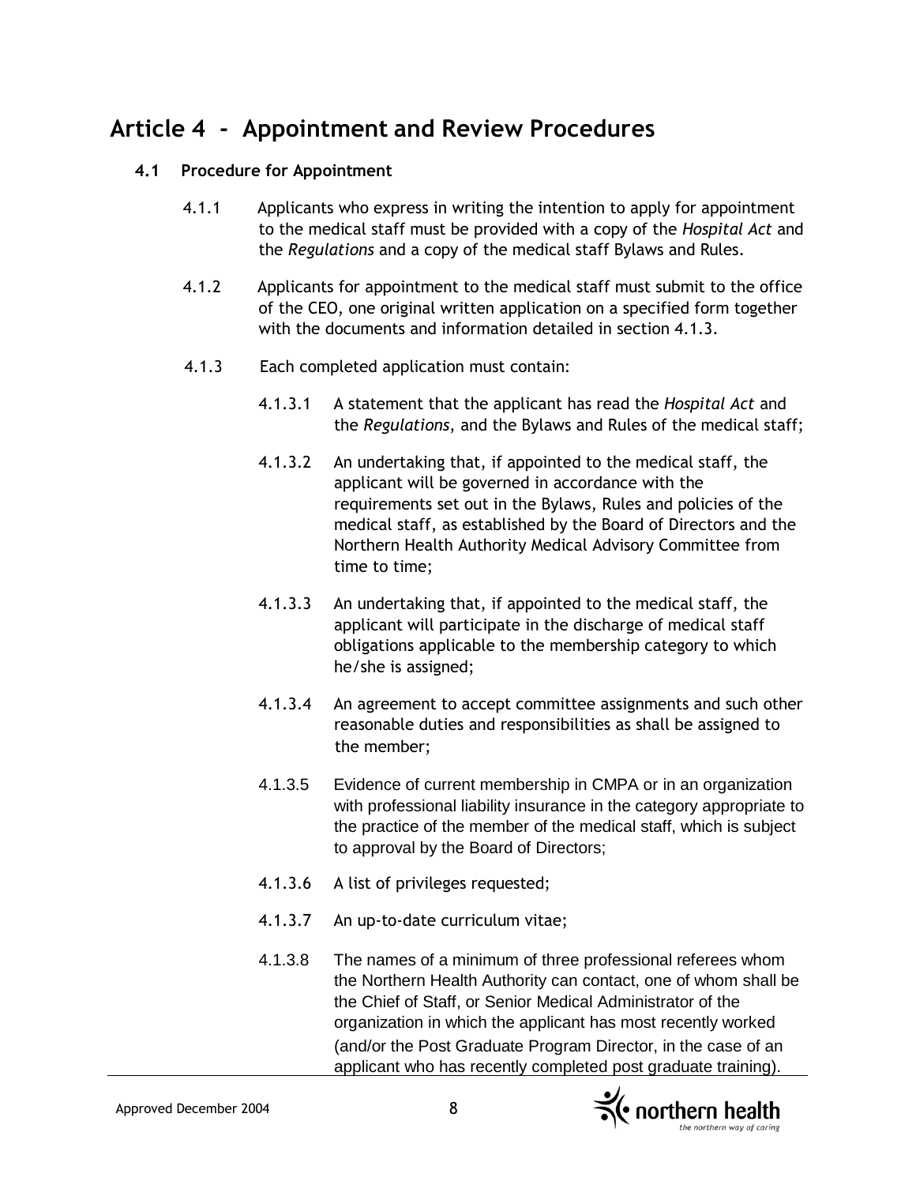# Article 4 - Appointment and Review Procedures

## 4.1 Procedure for Appointment

4.1.1 Applicants who express in writing the intention to apply for appointment to the medical staff must be provided with a copy of the *Hospital Act* and the *Regulations* and a copy of the medical staff Bylaws and Rules.

4.1.2 Applicants for appointment to the medical staff must submit to the office of the CEO, one original written application on a specified form together with the documents and information detailed in section 4.1.3.

4.1.3 Each completed application must contain:

4.1.3.1 A statement that the applicant has read the *Hospital Act* and the *Regulations*, and the Bylaws and Rules of the medical staff;

4.1.3.2 An undertaking that, if appointed to the medical staff, the applicant will be governed in accordance with the requirements set out in the Bylaws, Rules and policies of the medical staff, as established by the Board of Directors and the Northern Health Authority Medical Advisory Committee from time to time;

4.1.3.3 An undertaking that, if appointed to the medical staff, the applicant will participate in the discharge of medical staff obligations applicable to the membership category to which he/she is assigned;

4.1.3.4 An agreement to accept committee assignments and such other reasonable duties and responsibilities as shall be assigned to the member;

4.1.3.5 Evidence of current membership in CMPA or in an organization with professional liability insurance in the category appropriate to the practice of the member of the medical staff, which is subject to approval by the Board of Directors;

4.1.3.6 A list of privileges requested;

4.1.3.7 An up-to-date curriculum vitae;

4.1.3.8 The names of a minimum of three professional referees whom the Northern Health Authority can contact, one of whom shall be the Chief of Staff, or Senior Medical Administrator of the organization in which the applicant has most recently worked (and/or the Post Graduate Program Director, in the case of an applicant who has recently completed post graduate training).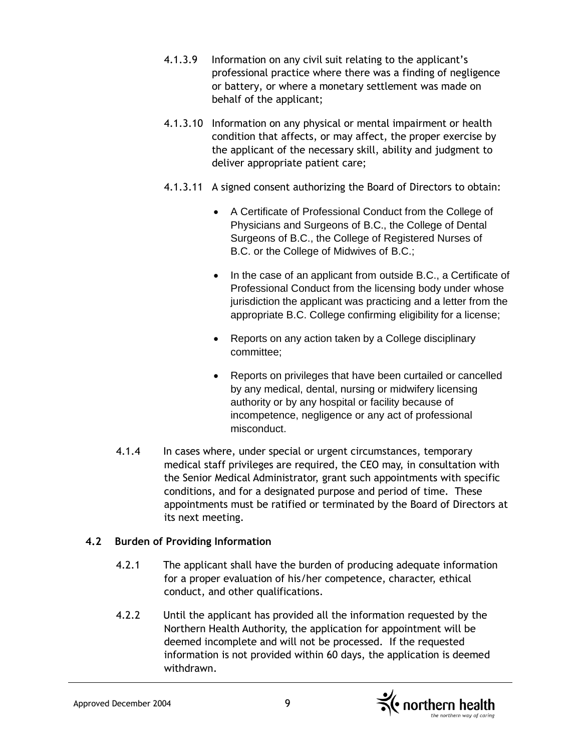4.1.3.9 Information on any civil suit relating to the applicant's professional practice where there was a finding of negligence or battery, or where a monetary settlement was made on behalf of the applicant;

4.1.3.10 Information on any physical or mental impairment or health condition that affects, or may affect, the proper exercise by the applicant of the necessary skill, ability and judgment to deliver appropriate patient care;

4.1.3.11 A signed consent authorizing the Board of Directors to obtain:

- A Certificate of Professional Conduct from the College of Physicians and Surgeons of B.C., the College of Dental Surgeons of B.C., the College of Registered Nurses of B.C. or the College of Midwives of B.C.;
- In the case of an applicant from outside B.C., a Certificate of Professional Conduct from the licensing body under whose jurisdiction the applicant was practicing and a letter from the appropriate B.C. College confirming eligibility for a license;
- Reports on any action taken by a College disciplinary committee;
- Reports on privileges that have been curtailed or cancelled by any medical, dental, nursing or midwifery licensing authority or by any hospital or facility because of incompetence, negligence or any act of professional misconduct.

4.1.4 In cases where, under special or urgent circumstances, temporary medical staff privileges are required, the CEO may, in consultation with the Senior Medical Administrator, grant such appointments with specific conditions, and for a designated purpose and period of time. These appointments must be ratified or terminated by the Board of Directors at its next meeting.

### 4.2 Burden of Providing Information

4.2.1 The applicant shall have the burden of producing adequate information for a proper evaluation of his/her competence, character, ethical conduct, and other qualifications.

4.2.2 Until the applicant has provided all the information requested by the Northern Health Authority, the application for appointment will be deemed incomplete and will not be processed. If the requested information is not provided within 60 days, the application is deemed withdrawn.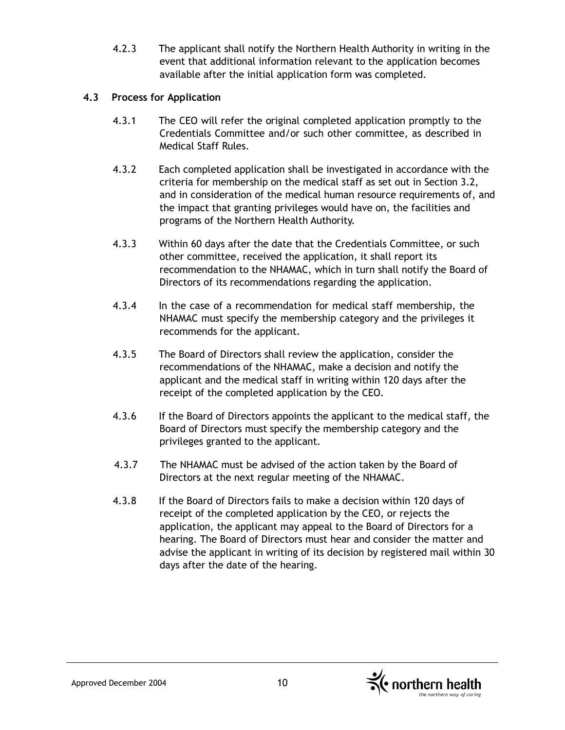4.2.3 The applicant shall notify the Northern Health Authority in writing in the event that additional information relevant to the application becomes available after the initial application form was completed.

### 4.3 Process for Application

4.3.1 The CEO will refer the original completed application promptly to the Credentials Committee and/or such other committee, as described in Medical Staff Rules.

4.3.2 Each completed application shall be investigated in accordance with the criteria for membership on the medical staff as set out in Section 3.2, and in consideration of the medical human resource requirements of, and the impact that granting privileges would have on, the facilities and programs of the Northern Health Authority.

4.3.3 Within 60 days after the date that the Credentials Committee, or such other committee, received the application, it shall report its recommendation to the NHAMAC, which in turn shall notify the Board of Directors of its recommendations regarding the application.

4.3.4 In the case of a recommendation for medical staff membership, the NHAMAC must specify the membership category and the privileges it recommends for the applicant.

4.3.5 The Board of Directors shall review the application, consider the recommendations of the NHAMAC, make a decision and notify the applicant and the medical staff in writing within 120 days after the receipt of the completed application by the CEO.

4.3.6 If the Board of Directors appoints the applicant to the medical staff, the Board of Directors must specify the membership category and the privileges granted to the applicant.

4.3.7 The NHAMAC must be advised of the action taken by the Board of Directors at the next regular meeting of the NHAMAC.

4.3.8 If the Board of Directors fails to make a decision within 120 days of receipt of the completed application by the CEO, or rejects the application, the applicant may appeal to the Board of Directors for a hearing. The Board of Directors must hear and consider the matter and advise the applicant in writing of its decision by registered mail within 30 days after the date of the hearing.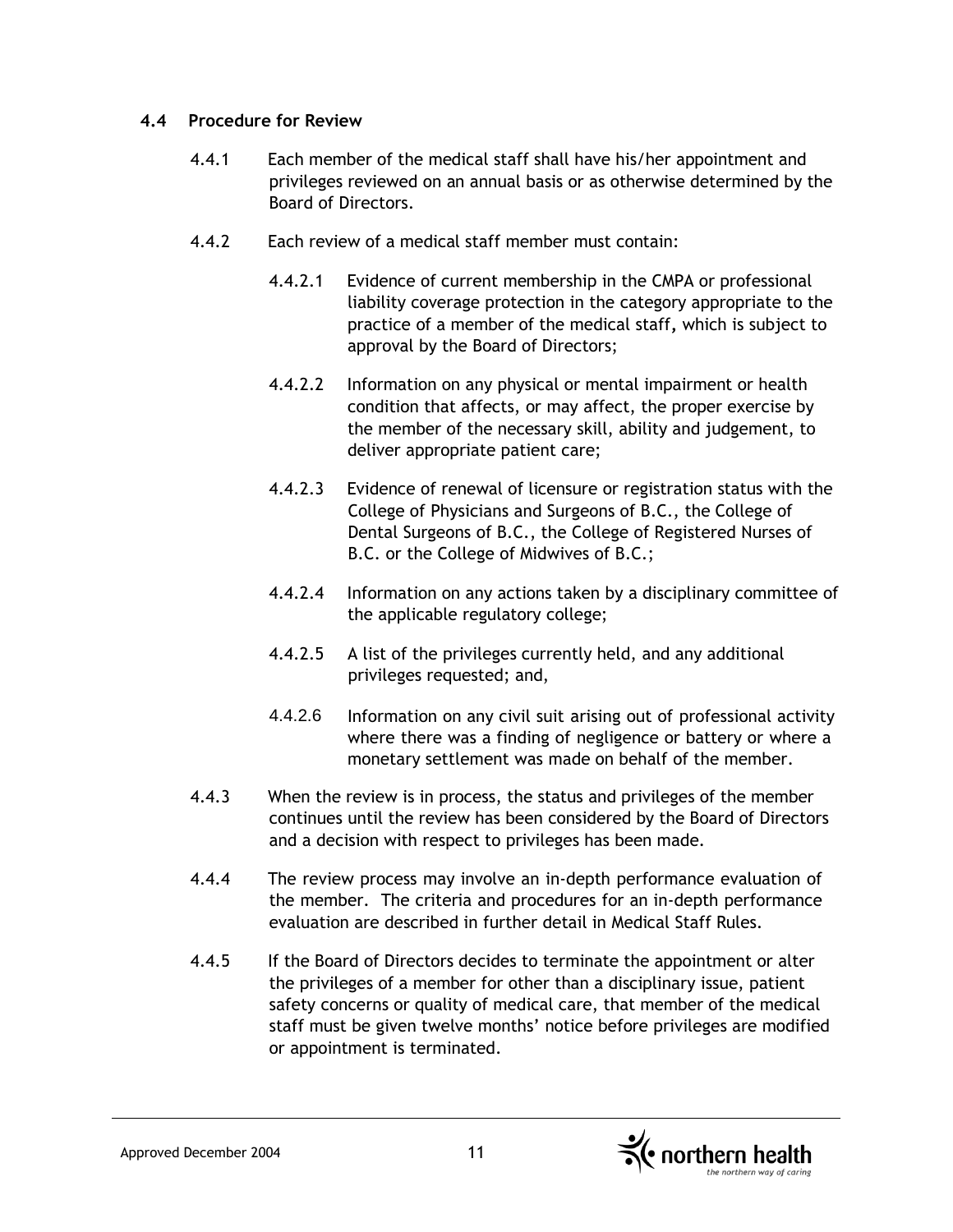### 4.4 Procedure for Review

4.4.1 Each member of the medical staff shall have his/her appointment and privileges reviewed on an annual basis or as otherwise determined by the Board of Directors.

4.4.2 Each review of a medical staff member must contain:

4.4.2.1 Evidence of current membership in the CMPA or professional liability coverage protection in the category appropriate to the practice of a member of the medical staff**,** which is subject to approval by the Board of Directors;

4.4.2.2 Information on any physical or mental impairment or health condition that affects, or may affect, the proper exercise by the member of the necessary skill, ability and judgement, to deliver appropriate patient care;

4.4.2.3 Evidence of renewal of licensure or registration status with the College of Physicians and Surgeons of B.C., the College of Dental Surgeons of B.C., the College of Registered Nurses of B.C. or the College of Midwives of B.C.;

4.4.2.4 Information on any actions taken by a disciplinary committee of the applicable regulatory college;

4.4.2.5 A list of the privileges currently held, and any additional privileges requested; and,

4.4.2.6 Information on any civil suit arising out of professional activity where there was a finding of negligence or battery or where a monetary settlement was made on behalf of the member.

4.4.3 When the review is in process, the status and privileges of the member continues until the review has been considered by the Board of Directors and a decision with respect to privileges has been made.

4.4.4 The review process may involve an in-depth performance evaluation of the member. The criteria and procedures for an in-depth performance evaluation are described in further detail in Medical Staff Rules.

4.4.5 If the Board of Directors decides to terminate the appointment or alter the privileges of a member for other than a disciplinary issue, patient safety concerns or quality of medical care, that member of the medical staff must be given twelve months' notice before privileges are modified or appointment is terminated.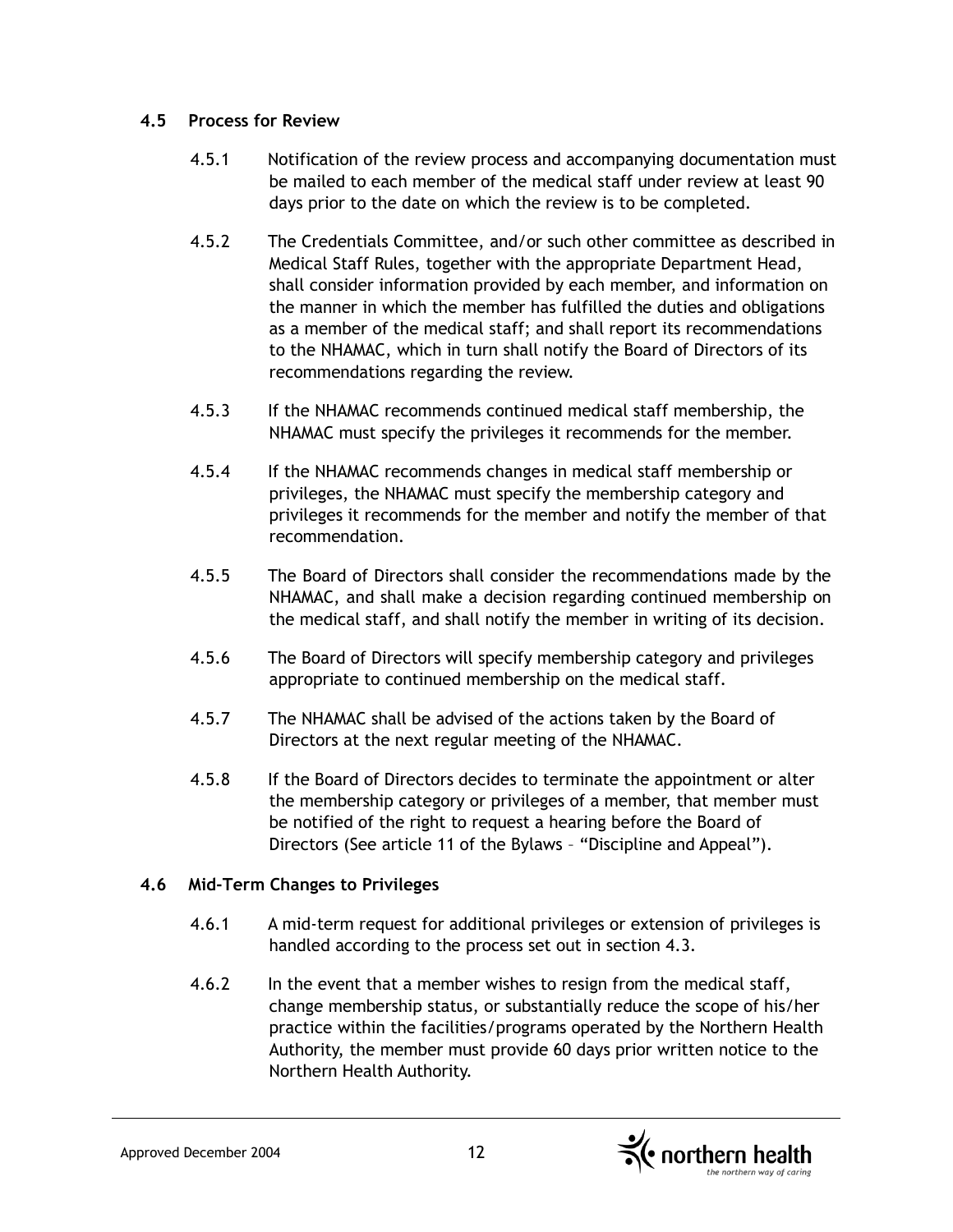### 4.5 Process for Review

4.5.1 Notification of the review process and accompanying documentation must be mailed to each member of the medical staff under review at least 90 days prior to the date on which the review is to be completed.

4.5.2 The Credentials Committee, and/or such other committee as described in Medical Staff Rules, together with the appropriate Department Head, shall consider information provided by each member, and information on the manner in which the member has fulfilled the duties and obligations as a member of the medical staff; and shall report its recommendations to the NHAMAC, which in turn shall notify the Board of Directors of its recommendations regarding the review.

4.5.3 If the NHAMAC recommends continued medical staff membership, the NHAMAC must specify the privileges it recommends for the member.

4.5.4 If the NHAMAC recommends changes in medical staff membership or privileges, the NHAMAC must specify the membership category and privileges it recommends for the member and notify the member of that recommendation.

4.5.5 The Board of Directors shall consider the recommendations made by the NHAMAC, and shall make a decision regarding continued membership on the medical staff, and shall notify the member in writing of its decision.

4.5.6 The Board of Directors will specify membership category and privileges appropriate to continued membership on the medical staff.

4.5.7 The NHAMAC shall be advised of the actions taken by the Board of Directors at the next regular meeting of the NHAMAC.

4.5.8 If the Board of Directors decides to terminate the appointment or alter the membership category or privileges of a member, that member must be notified of the right to request a hearing before the Board of Directors (See article 11 of the Bylaws – "Discipline and Appeal").

### 4.6 Mid-Term Changes to Privileges

4.6.1 A mid-term request for additional privileges or extension of privileges is handled according to the process set out in section 4.3.

4.6.2 In the event that a member wishes to resign from the medical staff, change membership status, or substantially reduce the scope of his/her practice within the facilities/programs operated by the Northern Health Authority, the member must provide 60 days prior written notice to the Northern Health Authority.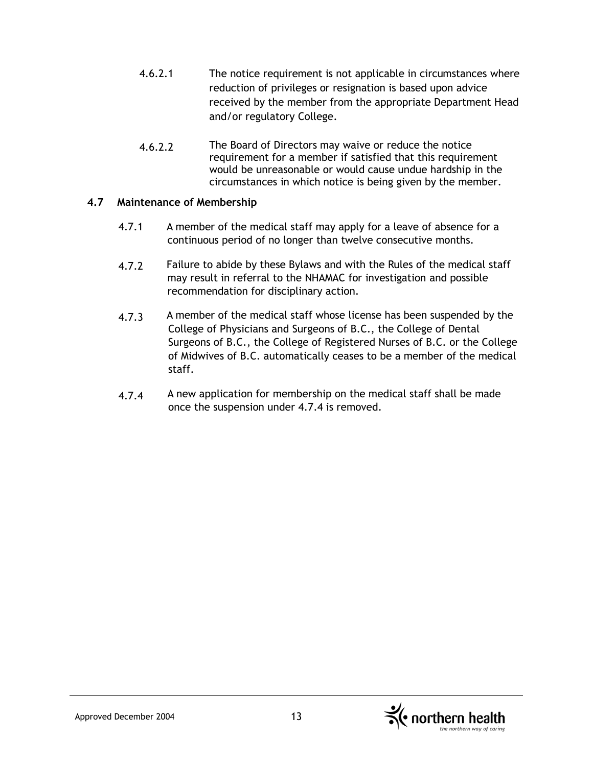4.6.2.1 The notice requirement is not applicable in circumstances where reduction of privileges or resignation is based upon advice received by the member from the appropriate Department Head and/or regulatory College.

4.6.2.2 The Board of Directors may waive or reduce the notice requirement for a member if satisfied that this requirement would be unreasonable or would cause undue hardship in the circumstances in which notice is being given by the member.

### 4.7 Maintenance of Membership

4.7.1 A member of the medical staff may apply for a leave of absence for a continuous period of no longer than twelve consecutive months.

4.7.2 Failure to abide by these Bylaws and with the Rules of the medical staff may result in referral to the NHAMAC for investigation and possible recommendation for disciplinary action.

4.7.3 A member of the medical staff whose license has been suspended by the College of Physicians and Surgeons of B.C., the College of Dental Surgeons of B.C., the College of Registered Nurses of B.C. or the College of Midwives of B.C. automatically ceases to be a member of the medical staff.

4.7.4 A new application for membership on the medical staff shall be made once the suspension under 4.7.4 is removed.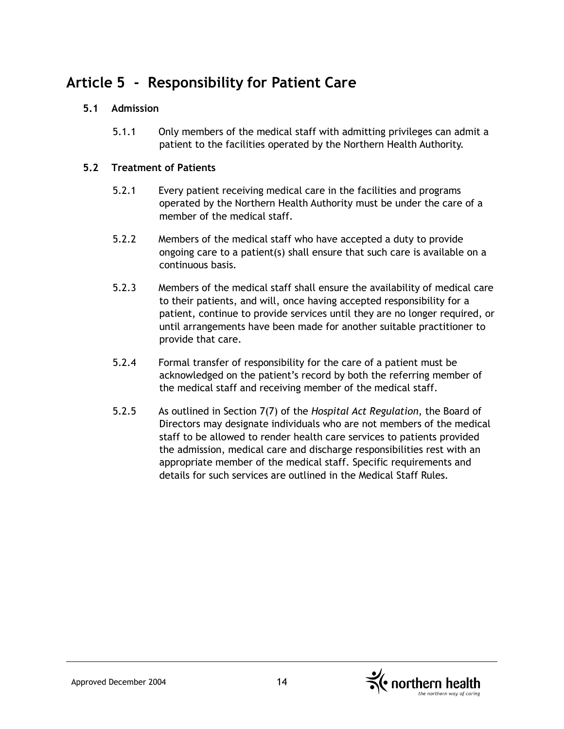# Article 5 - Responsibility for Patient Care

### 5.1 Admission

5.1.1 Only members of the medical staff with admitting privileges can admit a patient to the facilities operated by the Northern Health Authority.

### 5.2 Treatment of Patients

5.2.1 Every patient receiving medical care in the facilities and programs operated by the Northern Health Authority must be under the care of a member of the medical staff.

5.2.2 Members of the medical staff who have accepted a duty to provide ongoing care to a patient(s) shall ensure that such care is available on a continuous basis.

5.2.3 Members of the medical staff shall ensure the availability of medical care to their patients, and will, once having accepted responsibility for a patient, continue to provide services until they are no longer required, or until arrangements have been made for another suitable practitioner to provide that care.

5.2.4 Formal transfer of responsibility for the care of a patient must be acknowledged on the patient's record by both the referring member of the medical staff and receiving member of the medical staff.

5.2.5 As outlined in Section 7(7) of the *Hospital Act Regulation*, the Board of Directors may designate individuals who are not members of the medical staff to be allowed to render health care services to patients provided the admission, medical care and discharge responsibilities rest with an appropriate member of the medical staff. Specific requirements and details for such services are outlined in the Medical Staff Rules.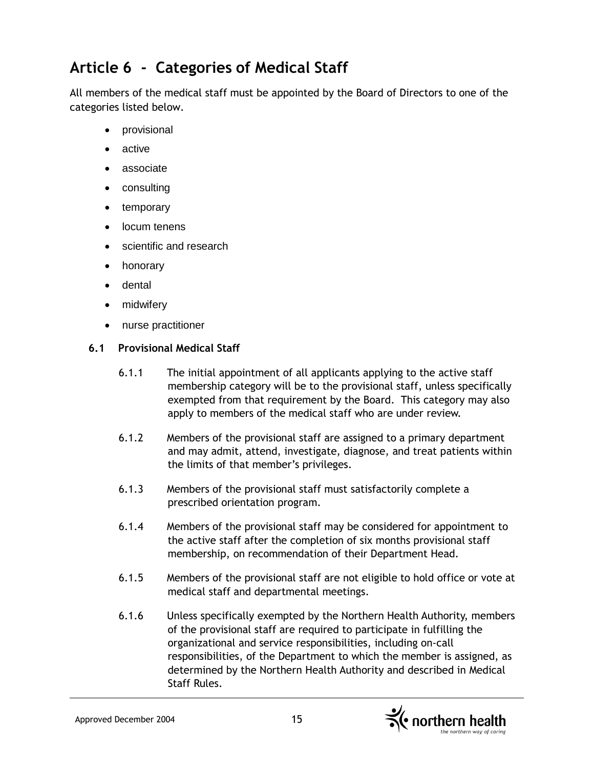# Article 6 - Categories of Medical Staff

All members of the medical staff must be appointed by the Board of Directors to one of the categories listed below.

- provisional
- active
- associate
- consulting
- temporary
- locum tenens
- scientific and research
- honorary
- dental
- midwifery
- nurse practitioner

### 6.1 Provisional Medical Staff

6.1.1 The initial appointment of all applicants applying to the active staff membership category will be to the provisional staff, unless specifically exempted from that requirement by the Board. This category may also apply to members of the medical staff who are under review.

6.1.2 Members of the provisional staff are assigned to a primary department and may admit, attend, investigate, diagnose, and treat patients within the limits of that member's privileges.

6.1.3 Members of the provisional staff must satisfactorily complete a prescribed orientation program.

6.1.4 Members of the provisional staff may be considered for appointment to the active staff after the completion of six months provisional staff membership, on recommendation of their Department Head.

6.1.5 Members of the provisional staff are not eligible to hold office or vote at medical staff and departmental meetings.

6.1.6 Unless specifically exempted by the Northern Health Authority, members of the provisional staff are required to participate in fulfilling the organizational and service responsibilities, including on-call responsibilities, of the Department to which the member is assigned, as determined by the Northern Health Authority and described in Medical Staff Rules.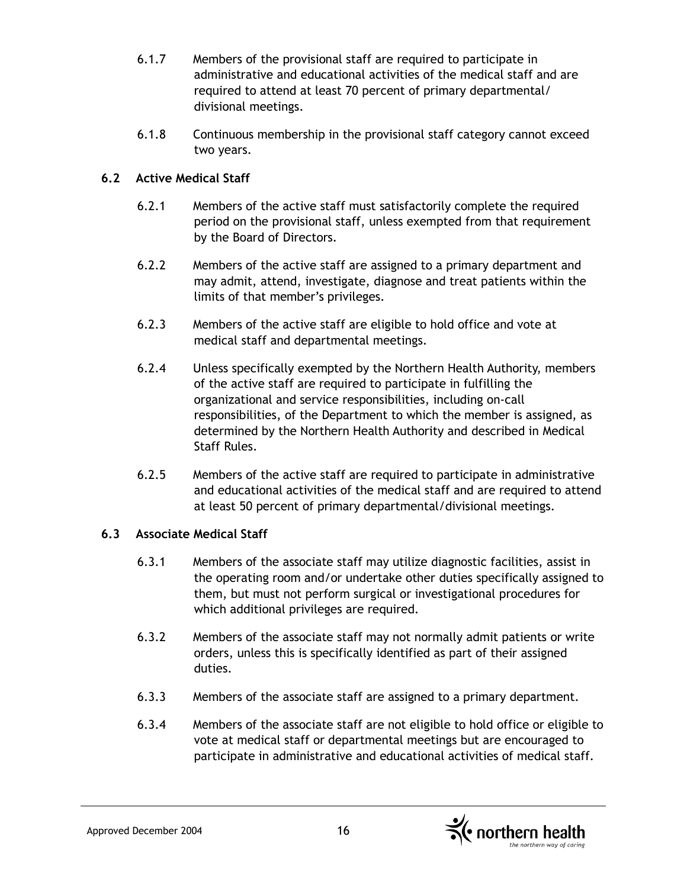6.1.7 Members of the provisional staff are required to participate in administrative and educational activities of the medical staff and are required to attend at least 70 percent of primary departmental/ divisional meetings.

6.1.8 Continuous membership in the provisional staff category cannot exceed two years.

### 6.2 Active Medical Staff

6.2.1 Members of the active staff must satisfactorily complete the required period on the provisional staff, unless exempted from that requirement by the Board of Directors.

6.2.2 Members of the active staff are assigned to a primary department and may admit, attend, investigate, diagnose and treat patients within the limits of that member's privileges.

6.2.3 Members of the active staff are eligible to hold office and vote at medical staff and departmental meetings.

6.2.4 Unless specifically exempted by the Northern Health Authority, members of the active staff are required to participate in fulfilling the organizational and service responsibilities, including on-call responsibilities, of the Department to which the member is assigned, as determined by the Northern Health Authority and described in Medical Staff Rules.

6.2.5 Members of the active staff are required to participate in administrative and educational activities of the medical staff and are required to attend at least 50 percent of primary departmental/divisional meetings.

### 6.3 Associate Medical Staff

6.3.1 Members of the associate staff may utilize diagnostic facilities, assist in the operating room and/or undertake other duties specifically assigned to them, but must not perform surgical or investigational procedures for which additional privileges are required.

6.3.2 Members of the associate staff may not normally admit patients or write orders, unless this is specifically identified as part of their assigned duties.

6.3.3 Members of the associate staff are assigned to a primary department.

6.3.4 Members of the associate staff are not eligible to hold office or eligible to vote at medical staff or departmental meetings but are encouraged to participate in administrative and educational activities of medical staff.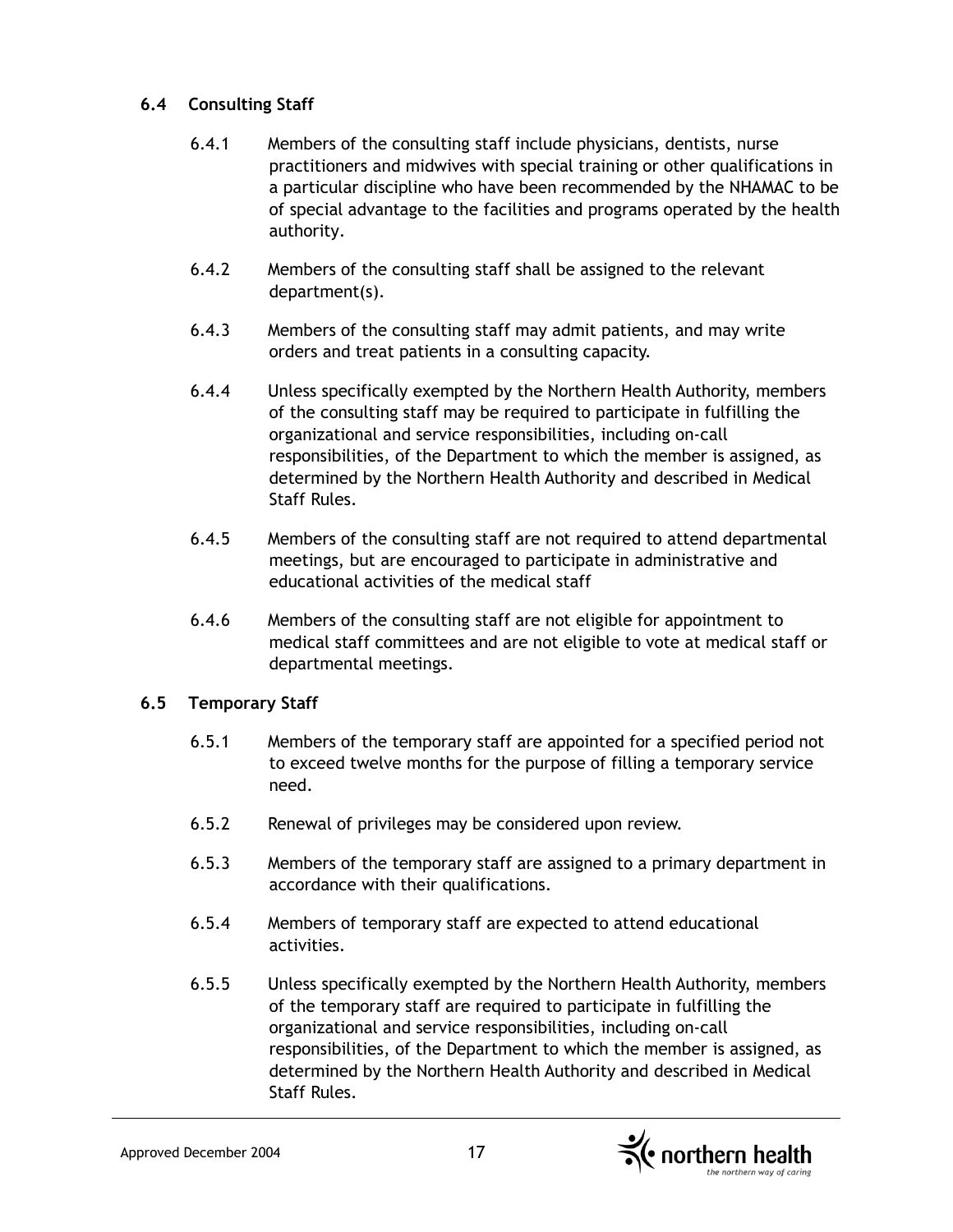### 6.4 Consulting Staff

6.4.1 Members of the consulting staff include physicians, dentists, nurse practitioners and midwives with special training or other qualifications in a particular discipline who have been recommended by the NHAMAC to be of special advantage to the facilities and programs operated by the health authority.

6.4.2 Members of the consulting staff shall be assigned to the relevant department(s).

6.4.3 Members of the consulting staff may admit patients, and may write orders and treat patients in a consulting capacity.

6.4.4 Unless specifically exempted by the Northern Health Authority, members of the consulting staff may be required to participate in fulfilling the organizational and service responsibilities, including on-call responsibilities, of the Department to which the member is assigned, as determined by the Northern Health Authority and described in Medical Staff Rules.

6.4.5 Members of the consulting staff are not required to attend departmental meetings, but are encouraged to participate in administrative and educational activities of the medical staff

6.4.6 Members of the consulting staff are not eligible for appointment to medical staff committees and are not eligible to vote at medical staff or departmental meetings.

### 6.5 Temporary Staff

6.5.1 Members of the temporary staff are appointed for a specified period not to exceed twelve months for the purpose of filling a temporary service need.

6.5.2 Renewal of privileges may be considered upon review.

6.5.3 Members of the temporary staff are assigned to a primary department in accordance with their qualifications.

6.5.4 Members of temporary staff are expected to attend educational activities.

6.5.5 Unless specifically exempted by the Northern Health Authority, members of the temporary staff are required to participate in fulfilling the organizational and service responsibilities, including on-call responsibilities, of the Department to which the member is assigned, as determined by the Northern Health Authority and described in Medical Staff Rules.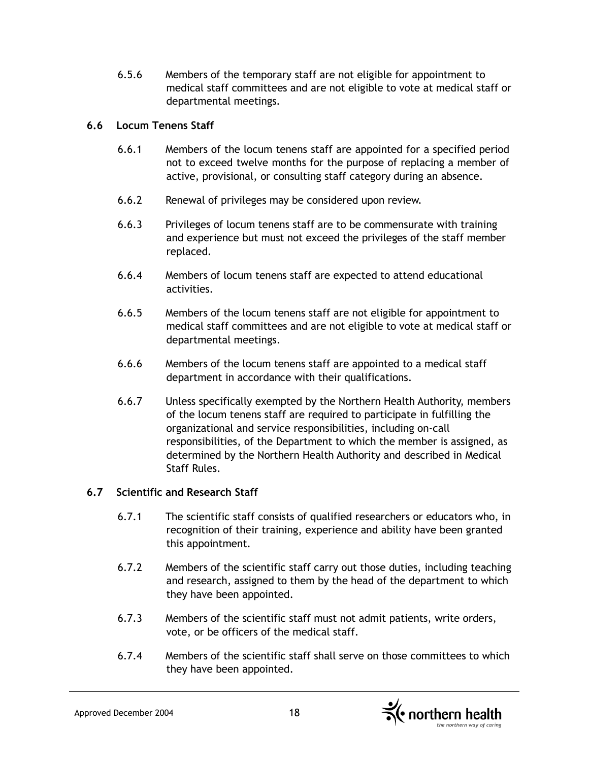6.5.6 Members of the temporary staff are not eligible for appointment to medical staff committees and are not eligible to vote at medical staff or departmental meetings.

### 6.6 Locum Tenens Staff

6.6.1 Members of the locum tenens staff are appointed for a specified period not to exceed twelve months for the purpose of replacing a member of active, provisional, or consulting staff category during an absence.

6.6.2 Renewal of privileges may be considered upon review.

6.6.3 Privileges of locum tenens staff are to be commensurate with training and experience but must not exceed the privileges of the staff member replaced.

6.6.4 Members of locum tenens staff are expected to attend educational activities.

6.6.5 Members of the locum tenens staff are not eligible for appointment to medical staff committees and are not eligible to vote at medical staff or departmental meetings.

6.6.6 Members of the locum tenens staff are appointed to a medical staff department in accordance with their qualifications.

6.6.7 Unless specifically exempted by the Northern Health Authority, members of the locum tenens staff are required to participate in fulfilling the organizational and service responsibilities, including on-call responsibilities, of the Department to which the member is assigned, as determined by the Northern Health Authority and described in Medical Staff Rules.

### 6.7 Scientific and Research Staff

6.7.1 The scientific staff consists of qualified researchers or educators who, in recognition of their training, experience and ability have been granted this appointment.

6.7.2 Members of the scientific staff carry out those duties, including teaching and research, assigned to them by the head of the department to which they have been appointed.

6.7.3 Members of the scientific staff must not admit patients, write orders, vote, or be officers of the medical staff.

6.7.4 Members of the scientific staff shall serve on those committees to which they have been appointed.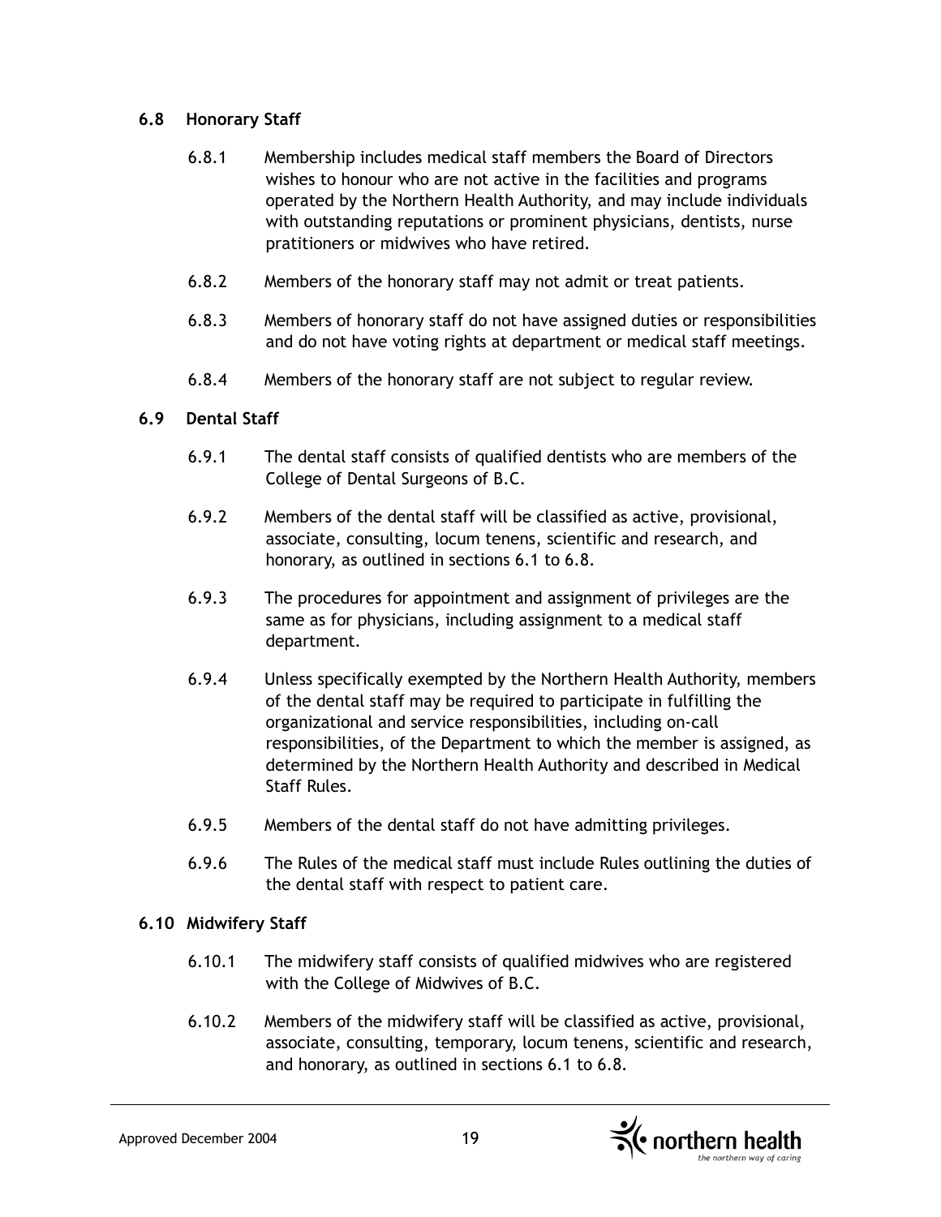### 6.8 Honorary Staff

6.8.1 Membership includes medical staff members the Board of Directors wishes to honour who are not active in the facilities and programs operated by the Northern Health Authority, and may include individuals with outstanding reputations or prominent physicians, dentists, nurse pratitioners or midwives who have retired.

6.8.2 Members of the honorary staff may not admit or treat patients.

6.8.3 Members of honorary staff do not have assigned duties or responsibilities and do not have voting rights at department or medical staff meetings.

6.8.4 Members of the honorary staff are not subject to regular review.

### 6.9 Dental Staff

6.9.1 The dental staff consists of qualified dentists who are members of the College of Dental Surgeons of B.C.

6.9.2 Members of the dental staff will be classified as active, provisional, associate, consulting, locum tenens, scientific and research, and honorary, as outlined in sections 6.1 to 6.8.

6.9.3 The procedures for appointment and assignment of privileges are the same as for physicians, including assignment to a medical staff department.

6.9.4 Unless specifically exempted by the Northern Health Authority, members of the dental staff may be required to participate in fulfilling the organizational and service responsibilities, including on-call responsibilities, of the Department to which the member is assigned, as determined by the Northern Health Authority and described in Medical Staff Rules.

6.9.5 Members of the dental staff do not have admitting privileges.

6.9.6 The Rules of the medical staff must include Rules outlining the duties of the dental staff with respect to patient care.

### 6.10 Midwifery Staff

6.10.1 The midwifery staff consists of qualified midwives who are registered with the College of Midwives of B.C.

6.10.2 Members of the midwifery staff will be classified as active, provisional, associate, consulting, temporary, locum tenens, scientific and research, and honorary, as outlined in sections 6.1 to 6.8.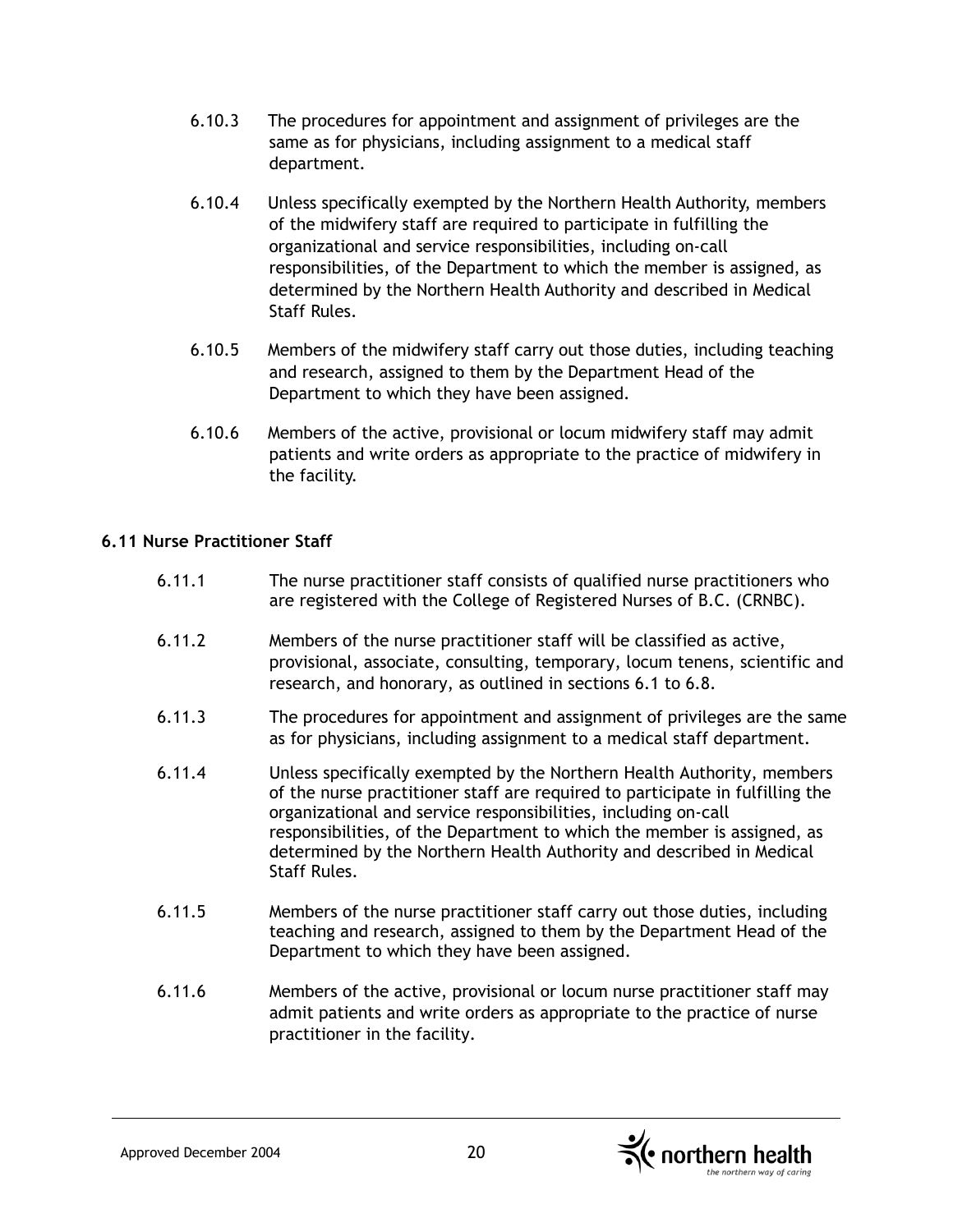6.10.3 The procedures for appointment and assignment of privileges are the same as for physicians, including assignment to a medical staff department.

6.10.4 Unless specifically exempted by the Northern Health Authority, members of the midwifery staff are required to participate in fulfilling the organizational and service responsibilities, including on-call responsibilities, of the Department to which the member is assigned, as determined by the Northern Health Authority and described in Medical Staff Rules.

6.10.5 Members of the midwifery staff carry out those duties, including teaching and research, assigned to them by the Department Head of the Department to which they have been assigned.

6.10.6 Members of the active, provisional or locum midwifery staff may admit patients and write orders as appropriate to the practice of midwifery in the facility.

### 6.11 Nurse Practitioner Staff

6.11.1 The nurse practitioner staff consists of qualified nurse practitioners who are registered with the College of Registered Nurses of B.C. (CRNBC).

6.11.2 Members of the nurse practitioner staff will be classified as active, provisional, associate, consulting, temporary, locum tenens, scientific and research, and honorary, as outlined in sections 6.1 to 6.8.

6.11.3 The procedures for appointment and assignment of privileges are the same as for physicians, including assignment to a medical staff department.

6.11.4 Unless specifically exempted by the Northern Health Authority, members of the nurse practitioner staff are required to participate in fulfilling the organizational and service responsibilities, including on-call responsibilities, of the Department to which the member is assigned, as determined by the Northern Health Authority and described in Medical Staff Rules.

6.11.5 Members of the nurse practitioner staff carry out those duties, including teaching and research, assigned to them by the Department Head of the Department to which they have been assigned.

6.11.6 Members of the active, provisional or locum nurse practitioner staff may admit patients and write orders as appropriate to the practice of nurse practitioner in the facility.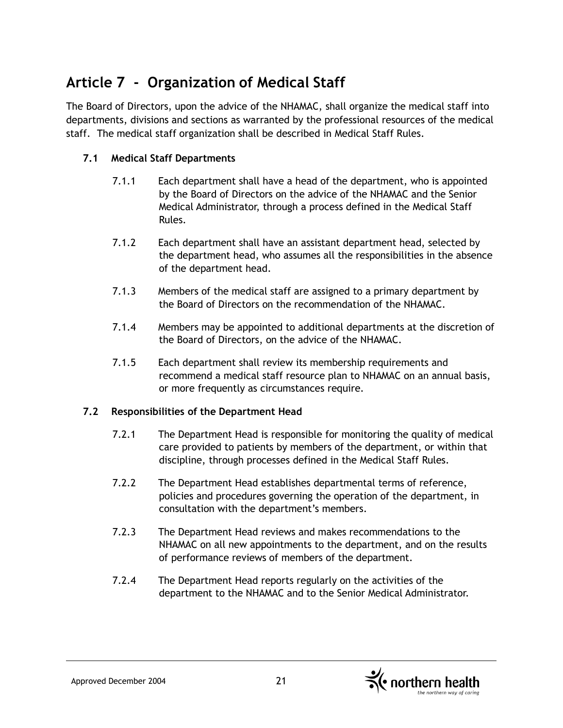# Article 7 - Organization of Medical Staff

The Board of Directors, upon the advice of the NHAMAC, shall organize the medical staff into departments, divisions and sections as warranted by the professional resources of the medical staff. The medical staff organization shall be described in Medical Staff Rules.

## 7.1 Medical Staff Departments

7.1.1 Each department shall have a head of the department, who is appointed by the Board of Directors on the advice of the NHAMAC and the Senior Medical Administrator, through a process defined in the Medical Staff Rules.

7.1.2 Each department shall have an assistant department head, selected by the department head, who assumes all the responsibilities in the absence of the department head.

7.1.3 Members of the medical staff are assigned to a primary department by the Board of Directors on the recommendation of the NHAMAC.

7.1.4 Members may be appointed to additional departments at the discretion of the Board of Directors, on the advice of the NHAMAC.

7.1.5 Each department shall review its membership requirements and recommend a medical staff resource plan to NHAMAC on an annual basis, or more frequently as circumstances require.

## 7.2 Responsibilities of the Department Head

7.2.1 The Department Head is responsible for monitoring the quality of medical care provided to patients by members of the department, or within that discipline, through processes defined in the Medical Staff Rules.

7.2.2 The Department Head establishes departmental terms of reference, policies and procedures governing the operation of the department, in consultation with the department's members.

7.2.3 The Department Head reviews and makes recommendations to the NHAMAC on all new appointments to the department, and on the results of performance reviews of members of the department.

7.2.4 The Department Head reports regularly on the activities of the department to the NHAMAC and to the Senior Medical Administrator.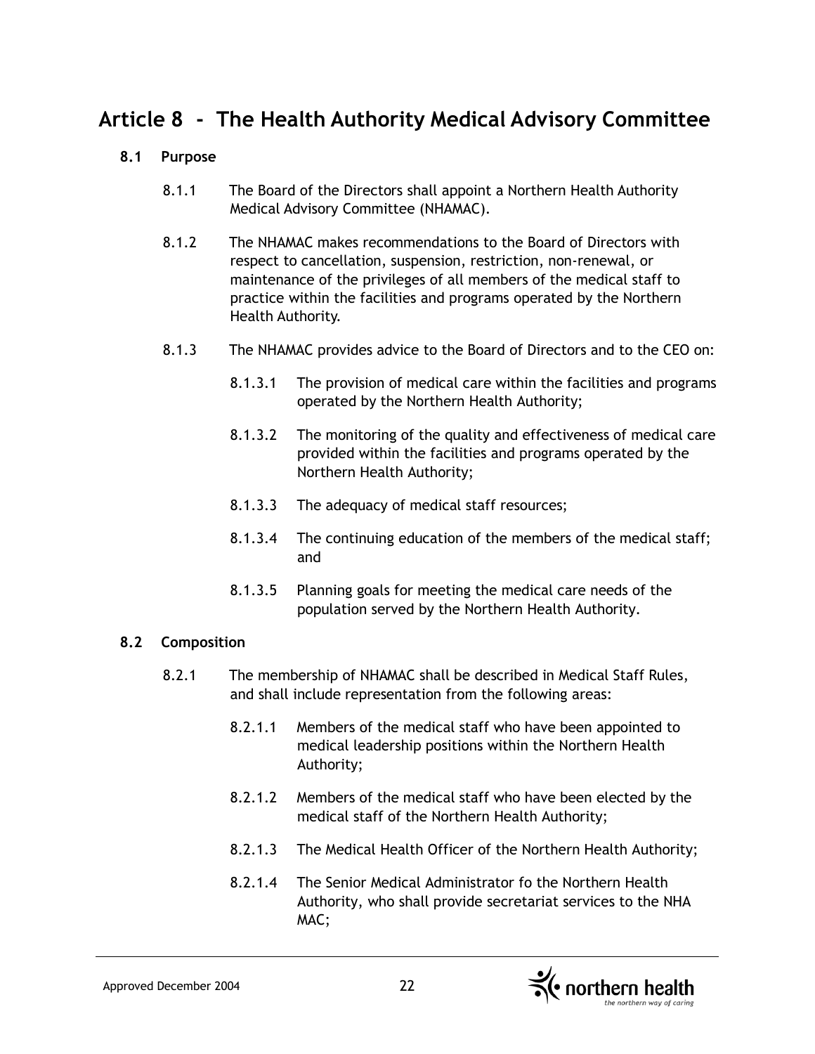# Article 8 - The Health Authority Medical Advisory Committee

## 8.1 Purpose

8.1.1 The Board of the Directors shall appoint a Northern Health Authority Medical Advisory Committee (NHAMAC).

8.1.2 The NHAMAC makes recommendations to the Board of Directors with respect to cancellation, suspension, restriction, non-renewal, or maintenance of the privileges of all members of the medical staff to practice within the facilities and programs operated by the Northern Health Authority.

8.1.3 The NHAMAC provides advice to the Board of Directors and to the CEO on:

8.1.3.1 The provision of medical care within the facilities and programs operated by the Northern Health Authority;

8.1.3.2 The monitoring of the quality and effectiveness of medical care provided within the facilities and programs operated by the Northern Health Authority;

8.1.3.3 The adequacy of medical staff resources;

8.1.3.4 The continuing education of the members of the medical staff; and

8.1.3.5 Planning goals for meeting the medical care needs of the population served by the Northern Health Authority.

## 8.2 Composition

8.2.1 The membership of NHAMAC shall be described in Medical Staff Rules, and shall include representation from the following areas:

8.2.1.1 Members of the medical staff who have been appointed to medical leadership positions within the Northern Health Authority;

8.2.1.2 Members of the medical staff who have been elected by the medical staff of the Northern Health Authority;

8.2.1.3 The Medical Health Officer of the Northern Health Authority;

8.2.1.4 The Senior Medical Administrator fo the Northern Health Authority, who shall provide secretariat services to the NHA MAC;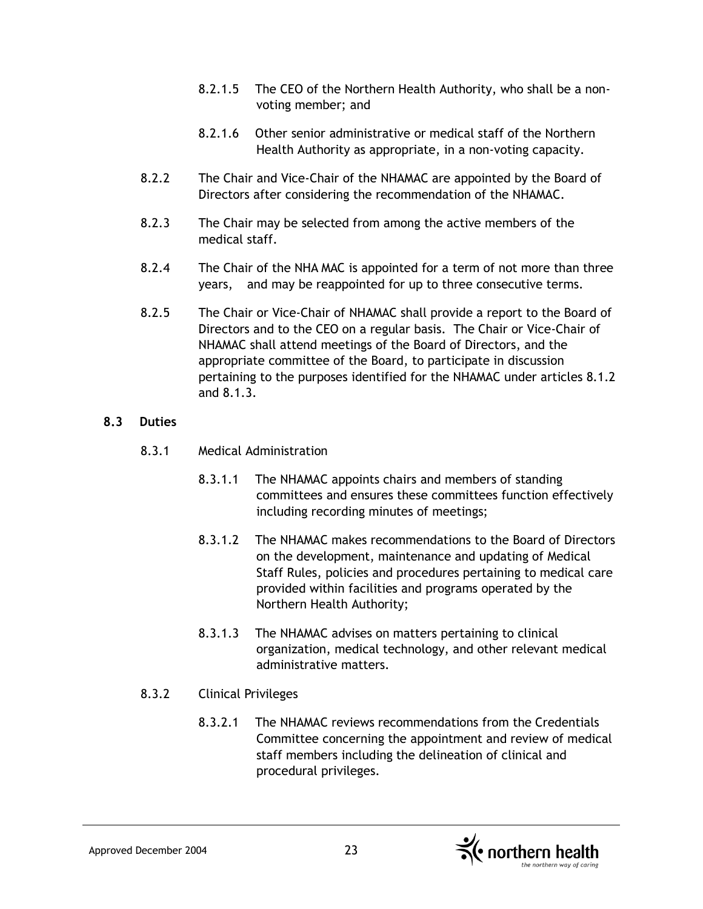8.2.1.5 The CEO of the Northern Health Authority, who shall be a non-voting member; and

8.2.1.6 Other senior administrative or medical staff of the Northern Health Authority as appropriate, in a non-voting capacity.

8.2.2 The Chair and Vice-Chair of the NHAMAC are appointed by the Board of Directors after considering the recommendation of the NHAMAC.

8.2.3 The Chair may be selected from among the active members of the medical staff.

8.2.4 The Chair of the NHA MAC is appointed for a term of not more than three years, and may be reappointed for up to three consecutive terms.

8.2.5 The Chair or Vice-Chair of NHAMAC shall provide a report to the Board of Directors and to the CEO on a regular basis. The Chair or Vice-Chair of NHAMAC shall attend meetings of the Board of Directors, and the appropriate committee of the Board, to participate in discussion pertaining to the purposes identified for the NHAMAC under articles 8.1.2 and 8.1.3.

### 8.3 Duties

8.3.1 Medical Administration

8.3.1.1 The NHAMAC appoints chairs and members of standing committees and ensures these committees function effectively including recording minutes of meetings;

8.3.1.2 The NHAMAC makes recommendations to the Board of Directors on the development, maintenance and updating of Medical Staff Rules, policies and procedures pertaining to medical care provided within facilities and programs operated by the Northern Health Authority;

8.3.1.3 The NHAMAC advises on matters pertaining to clinical organization, medical technology, and other relevant medical administrative matters.

8.3.2 Clinical Privileges

8.3.2.1 The NHAMAC reviews recommendations from the Credentials Committee concerning the appointment and review of medical staff members including the delineation of clinical and procedural privileges.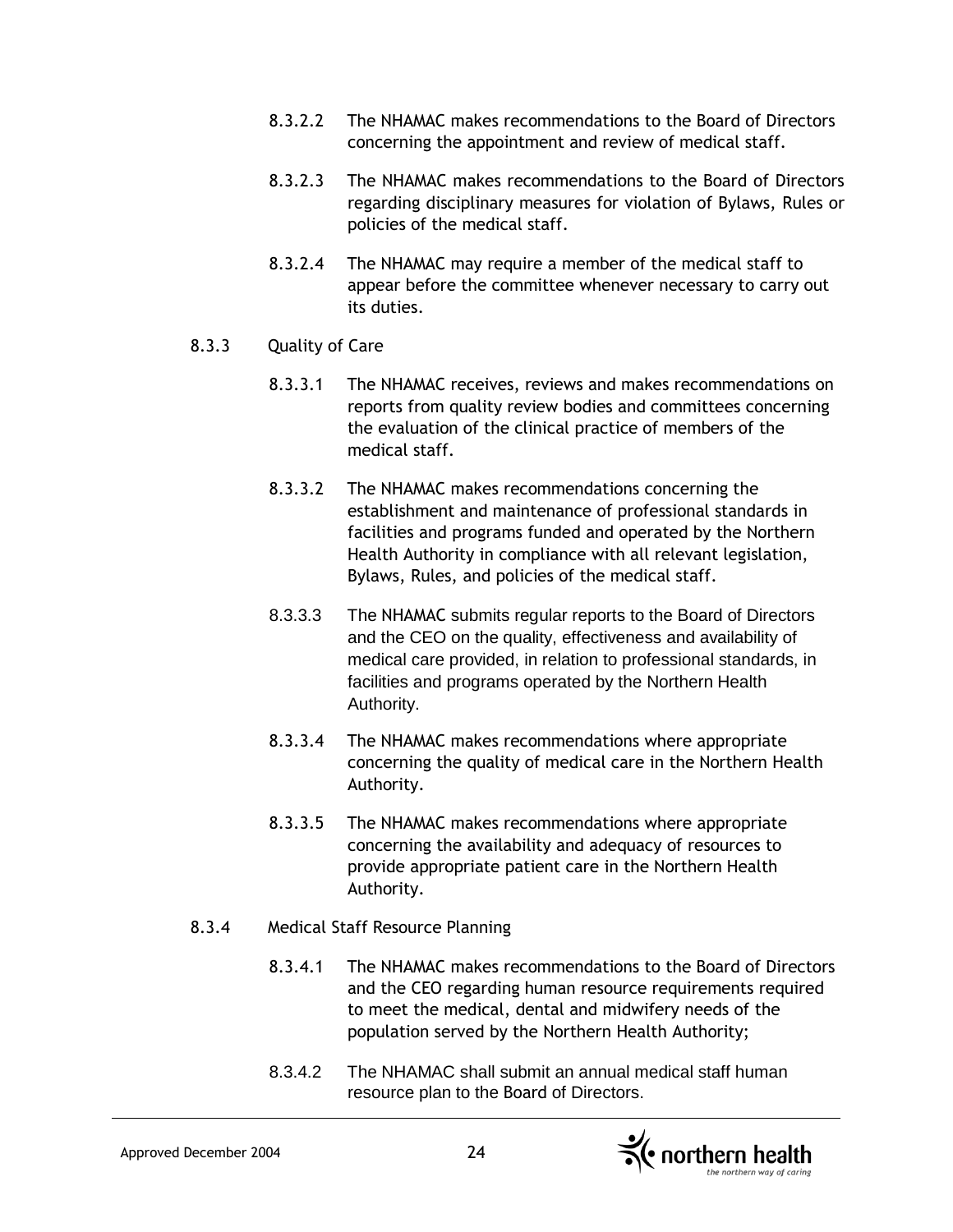8.3.2.2 The NHAMAC makes recommendations to the Board of Directors concerning the appointment and review of medical staff.

8.3.2.3 The NHAMAC makes recommendations to the Board of Directors regarding disciplinary measures for violation of Bylaws, Rules or policies of the medical staff.

8.3.2.4 The NHAMAC may require a member of the medical staff to appear before the committee whenever necessary to carry out its duties.

8.3.3 Quality of Care

8.3.3.1 The NHAMAC receives, reviews and makes recommendations on reports from quality review bodies and committees concerning the evaluation of the clinical practice of members of the medical staff.

8.3.3.2 The NHAMAC makes recommendations concerning the establishment and maintenance of professional standards in facilities and programs funded and operated by the Northern Health Authority in compliance with all relevant legislation, Bylaws, Rules, and policies of the medical staff.

8.3.3.3 The NHAMAC submits regular reports to the Board of Directors and the CEO on the quality, effectiveness and availability of medical care provided, in relation to professional standards, in facilities and programs operated by the Northern Health Authority.

8.3.3.4 The NHAMAC makes recommendations where appropriate concerning the quality of medical care in the Northern Health Authority.

8.3.3.5 The NHAMAC makes recommendations where appropriate concerning the availability and adequacy of resources to provide appropriate patient care in the Northern Health Authority.

8.3.4 Medical Staff Resource Planning

8.3.4.1 The NHAMAC makes recommendations to the Board of Directors and the CEO regarding human resource requirements required to meet the medical, dental and midwifery needs of the population served by the Northern Health Authority;

8.3.4.2 The NHAMAC shall submit an annual medical staff human resource plan to the Board of Directors.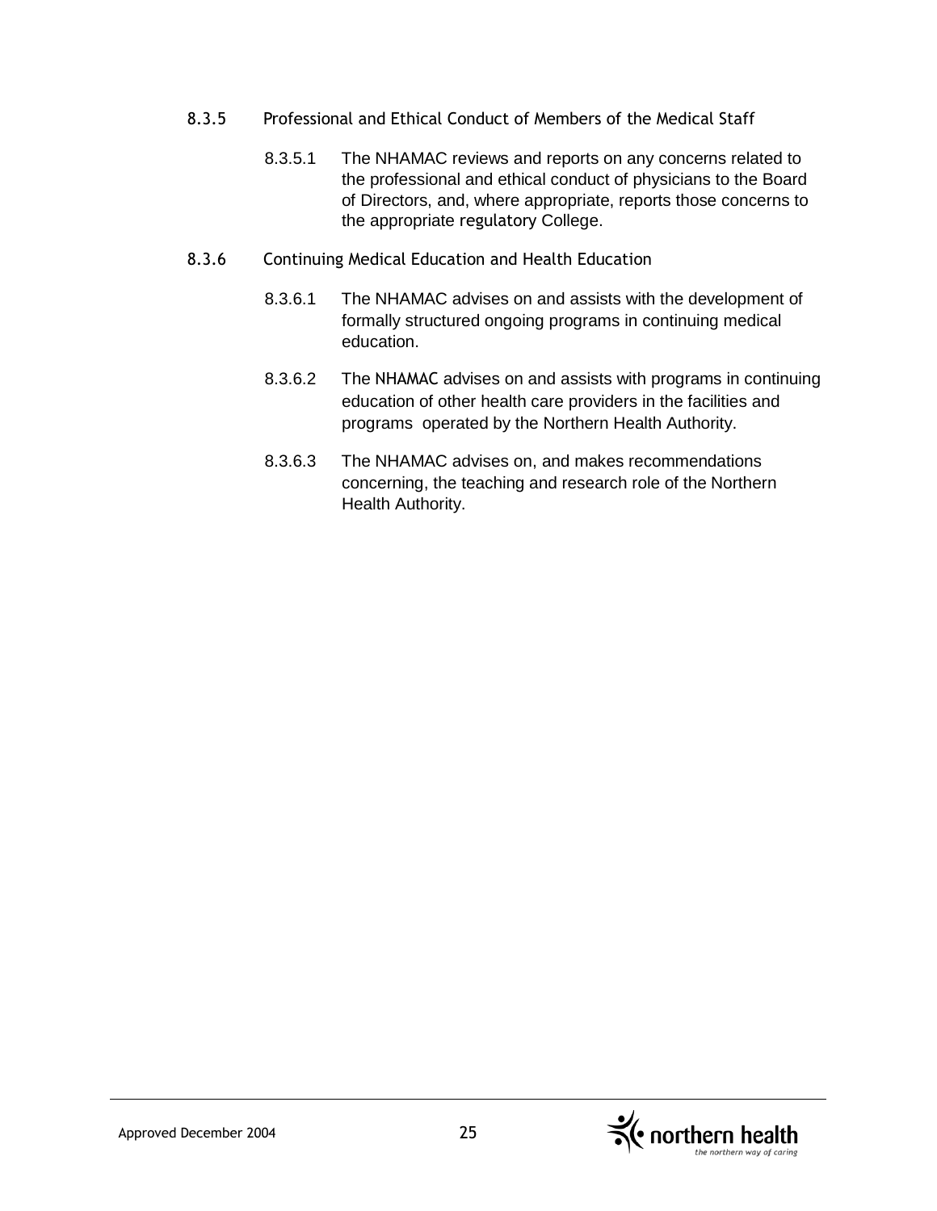### 8.3.5 Professional and Ethical Conduct of Members of the Medical Staff

8.3.5.1 The NHAMAC reviews and reports on any concerns related to the professional and ethical conduct of physicians to the Board of Directors, and, where appropriate, reports those concerns to the appropriate regulatory College.

### 8.3.6 Continuing Medical Education and Health Education

8.3.6.1 The NHAMAC advises on and assists with the development of formally structured ongoing programs in continuing medical education.

8.3.6.2 The NHAMAC advises on and assists with programs in continuing education of other health care providers in the facilities and programs operated by the Northern Health Authority.

8.3.6.3 The NHAMAC advises on, and makes recommendations concerning, the teaching and research role of the Northern Health Authority.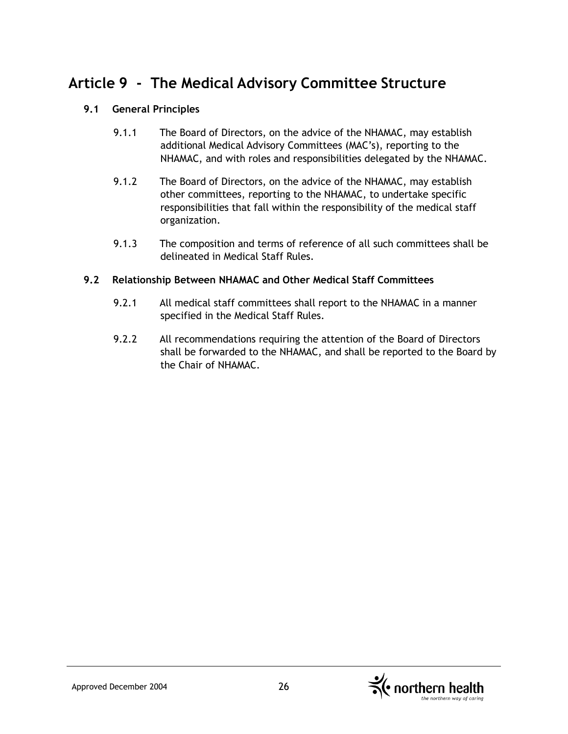# Article 9 - The Medical Advisory Committee Structure

## 9.1 General Principles

9.1.1 The Board of Directors, on the advice of the NHAMAC, may establish additional Medical Advisory Committees (MAC's), reporting to the NHAMAC, and with roles and responsibilities delegated by the NHAMAC.

9.1.2 The Board of Directors, on the advice of the NHAMAC, may establish other committees, reporting to the NHAMAC, to undertake specific responsibilities that fall within the responsibility of the medical staff organization.

9.1.3 The composition and terms of reference of all such committees shall be delineated in Medical Staff Rules.

## 9.2 Relationship Between NHAMAC and Other Medical Staff Committees

9.2.1 All medical staff committees shall report to the NHAMAC in a manner specified in the Medical Staff Rules.

9.2.2 All recommendations requiring the attention of the Board of Directors shall be forwarded to the NHAMAC, and shall be reported to the Board by the Chair of NHAMAC.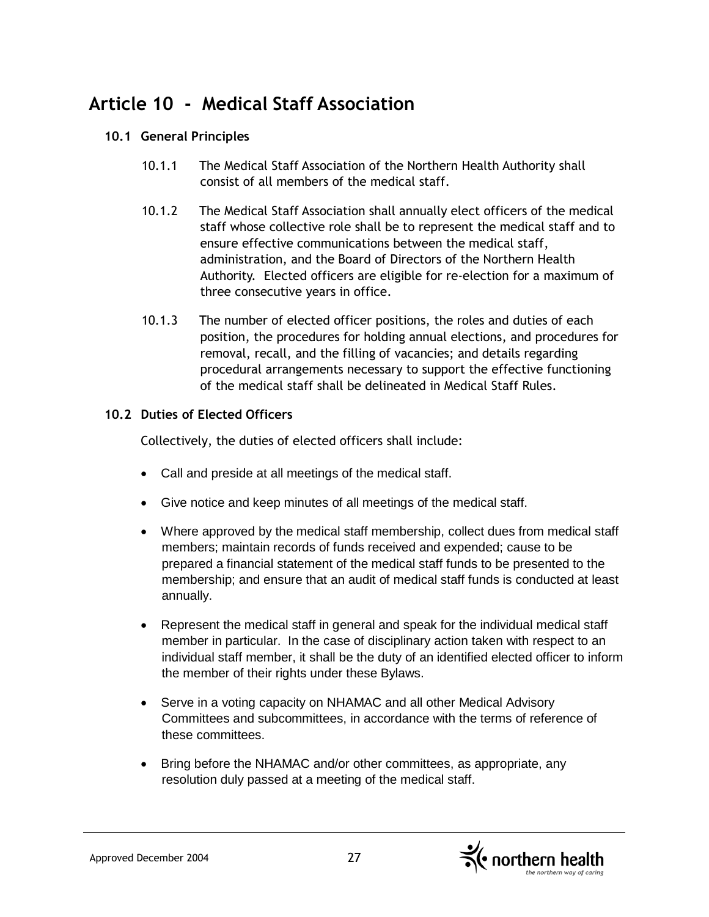# Article 10 - Medical Staff Association

## 10.1 General Principles

10.1.1 The Medical Staff Association of the Northern Health Authority shall consist of all members of the medical staff.

10.1.2 The Medical Staff Association shall annually elect officers of the medical staff whose collective role shall be to represent the medical staff and to ensure effective communications between the medical staff, administration, and the Board of Directors of the Northern Health Authority. Elected officers are eligible for re-election for a maximum of three consecutive years in office.

10.1.3 The number of elected officer positions, the roles and duties of each position, the procedures for holding annual elections, and procedures for removal, recall, and the filling of vacancies; and details regarding procedural arrangements necessary to support the effective functioning of the medical staff shall be delineated in Medical Staff Rules.

## 10.2 Duties of Elected Officers

Collectively, the duties of elected officers shall include:

- Call and preside at all meetings of the medical staff.
- Give notice and keep minutes of all meetings of the medical staff.
- Where approved by the medical staff membership, collect dues from medical staff members; maintain records of funds received and expended; cause to be prepared a financial statement of the medical staff funds to be presented to the membership; and ensure that an audit of medical staff funds is conducted at least annually.
- Represent the medical staff in general and speak for the individual medical staff member in particular. In the case of disciplinary action taken with respect to an individual staff member, it shall be the duty of an identified elected officer to inform the member of their rights under these Bylaws.
- Serve in a voting capacity on NHAMAC and all other Medical Advisory Committees and subcommittees, in accordance with the terms of reference of these committees.
- Bring before the NHAMAC and/or other committees, as appropriate, any resolution duly passed at a meeting of the medical staff.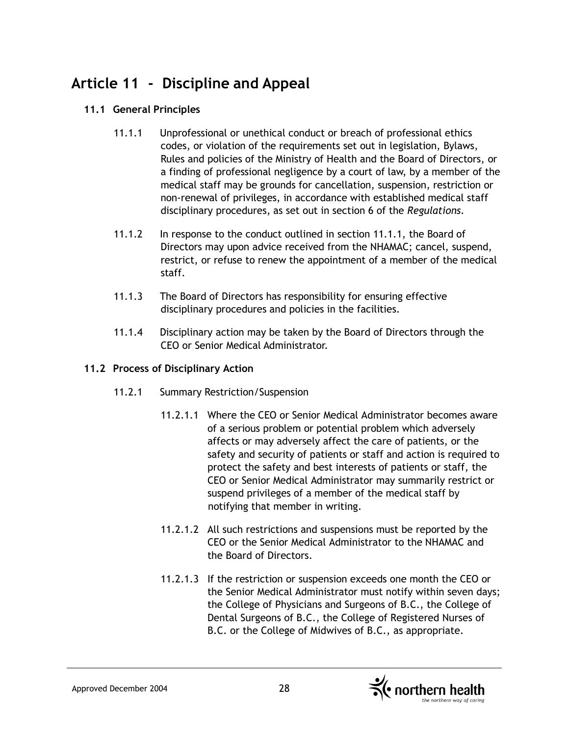# Article 11 - Discipline and Appeal

## 11.1 General Principles

11.1.1 Unprofessional or unethical conduct or breach of professional ethics codes, or violation of the requirements set out in legislation, Bylaws, Rules and policies of the Ministry of Health and the Board of Directors, or a finding of professional negligence by a court of law, by a member of the medical staff may be grounds for cancellation, suspension, restriction or non-renewal of privileges, in accordance with established medical staff disciplinary procedures, as set out in section 6 of the *Regulations*.

11.1.2 In response to the conduct outlined in section 11.1.1, the Board of Directors may upon advice received from the NHAMAC; cancel, suspend, restrict, or refuse to renew the appointment of a member of the medical staff.

11.1.3 The Board of Directors has responsibility for ensuring effective disciplinary procedures and policies in the facilities.

11.1.4 Disciplinary action may be taken by the Board of Directors through the CEO or Senior Medical Administrator.

## 11.2 Process of Disciplinary Action

11.2.1 Summary Restriction/Suspension

11.2.1.1 Where the CEO or Senior Medical Administrator becomes aware of a serious problem or potential problem which adversely affects or may adversely affect the care of patients, or the safety and security of patients or staff and action is required to protect the safety and best interests of patients or staff, the CEO or Senior Medical Administrator may summarily restrict or suspend privileges of a member of the medical staff by notifying that member in writing.

11.2.1.2 All such restrictions and suspensions must be reported by the CEO or the Senior Medical Administrator to the NHAMAC and the Board of Directors.

11.2.1.3 If the restriction or suspension exceeds one month the CEO or the Senior Medical Administrator must notify within seven days; the College of Physicians and Surgeons of B.C., the College of Dental Surgeons of B.C., the College of Registered Nurses of B.C. or the College of Midwives of B.C., as appropriate.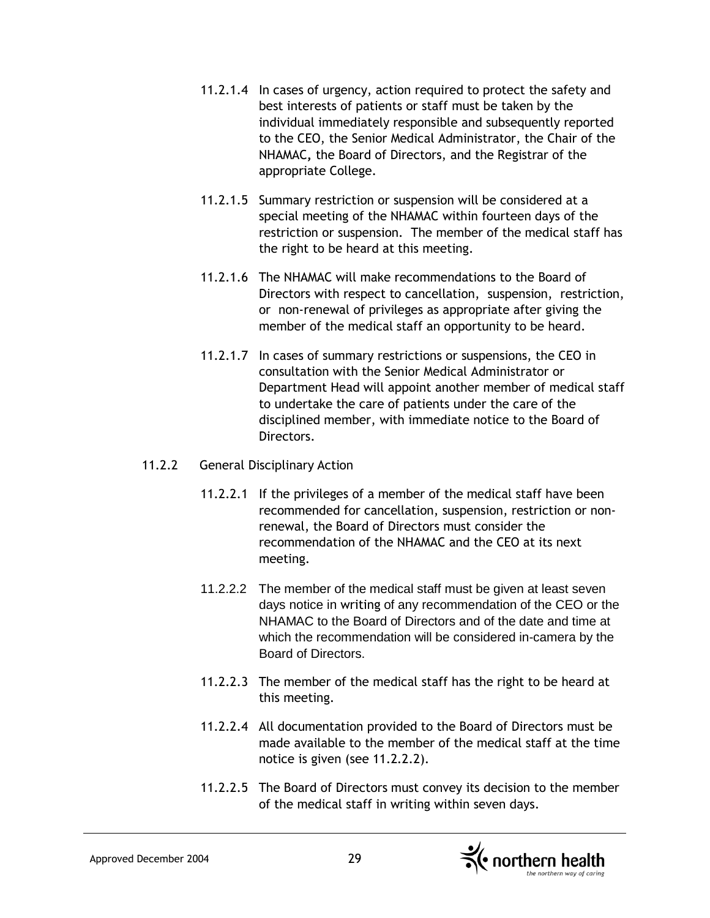11.2.1.4 In cases of urgency, action required to protect the safety and best interests of patients or staff must be taken by the individual immediately responsible and subsequently reported to the CEO, the Senior Medical Administrator, the Chair of the NHAMAC, the Board of Directors, and the Registrar of the appropriate College.

11.2.1.5 Summary restriction or suspension will be considered at a special meeting of the NHAMAC within fourteen days of the restriction or suspension. The member of the medical staff has the right to be heard at this meeting.

11.2.1.6 The NHAMAC will make recommendations to the Board of Directors with respect to cancellation, suspension, restriction, or non-renewal of privileges as appropriate after giving the member of the medical staff an opportunity to be heard.

11.2.1.7 In cases of summary restrictions or suspensions, the CEO in consultation with the Senior Medical Administrator or Department Head will appoint another member of medical staff to undertake the care of patients under the care of the disciplined member, with immediate notice to the Board of Directors.

11.2.2 General Disciplinary Action

11.2.2.1 If the privileges of a member of the medical staff have been recommended for cancellation, suspension, restriction or non-renewal, the Board of Directors must consider the recommendation of the NHAMAC and the CEO at its next meeting.

11.2.2.2 The member of the medical staff must be given at least seven days notice in writing of any recommendation of the CEO or the NHAMAC to the Board of Directors and of the date and time at which the recommendation will be considered in-camera by the Board of Directors.

11.2.2.3 The member of the medical staff has the right to be heard at this meeting.

11.2.2.4 All documentation provided to the Board of Directors must be made available to the member of the medical staff at the time notice is given (see 11.2.2.2).

11.2.2.5 The Board of Directors must convey its decision to the member of the medical staff in writing within seven days.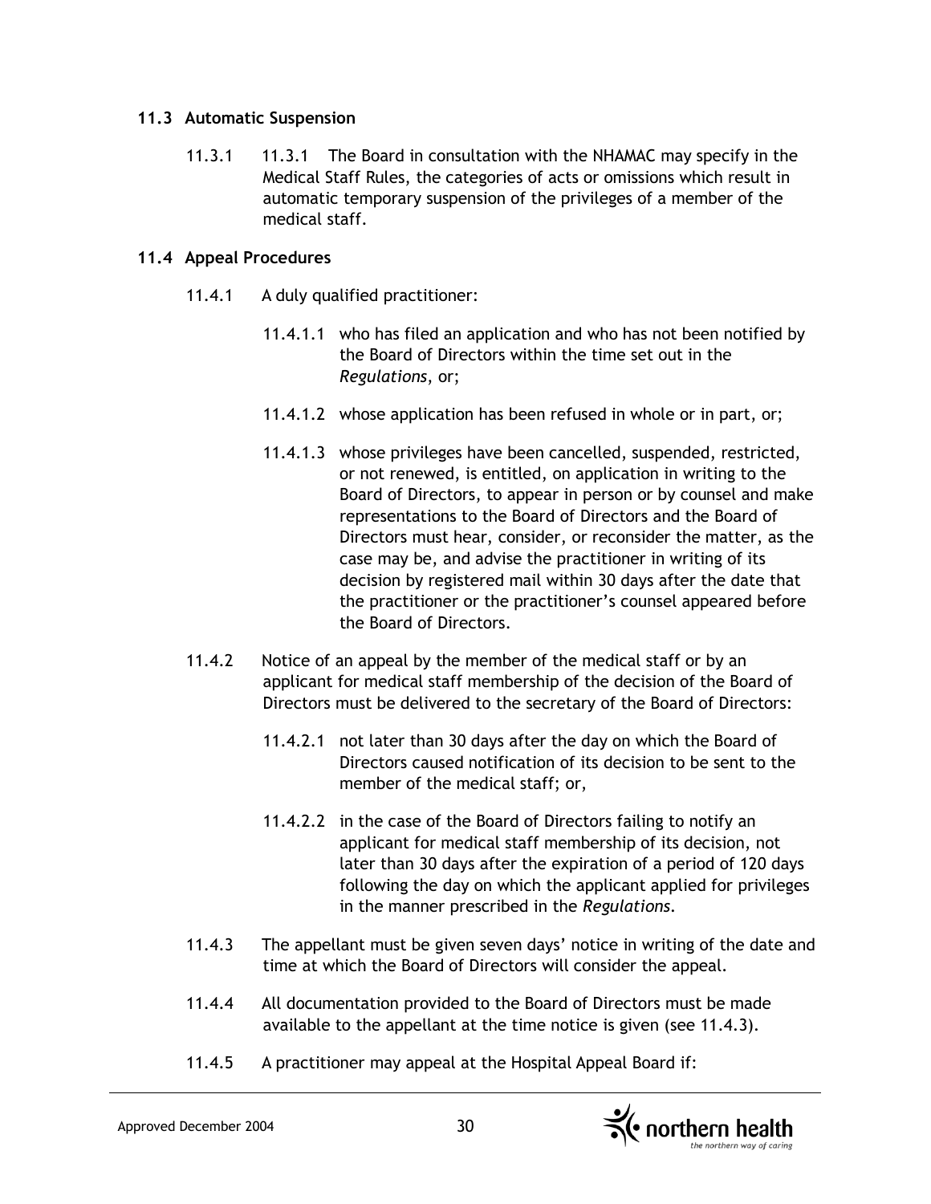### 11.3 Automatic Suspension

11.3.1 11.3.1 The Board in consultation with the NHAMAC may specify in the Medical Staff Rules, the categories of acts or omissions which result in automatic temporary suspension of the privileges of a member of the medical staff.

### 11.4 Appeal Procedures

11.4.1 A duly qualified practitioner:

11.4.1.1 who has filed an application and who has not been notified by the Board of Directors within the time set out in the *Regulations*, or;

11.4.1.2 whose application has been refused in whole or in part, or;

11.4.1.3 whose privileges have been cancelled, suspended, restricted, or not renewed, is entitled, on application in writing to the Board of Directors, to appear in person or by counsel and make representations to the Board of Directors and the Board of Directors must hear, consider, or reconsider the matter, as the case may be, and advise the practitioner in writing of its decision by registered mail within 30 days after the date that the practitioner or the practitioner's counsel appeared before the Board of Directors.

11.4.2 Notice of an appeal by the member of the medical staff or by an applicant for medical staff membership of the decision of the Board of Directors must be delivered to the secretary of the Board of Directors:

11.4.2.1 not later than 30 days after the day on which the Board of Directors caused notification of its decision to be sent to the member of the medical staff; or,

11.4.2.2 in the case of the Board of Directors failing to notify an applicant for medical staff membership of its decision, not later than 30 days after the expiration of a period of 120 days following the day on which the applicant applied for privileges in the manner prescribed in the *Regulations*.

11.4.3 The appellant must be given seven days' notice in writing of the date and time at which the Board of Directors will consider the appeal.

11.4.4 All documentation provided to the Board of Directors must be made available to the appellant at the time notice is given (see 11.4.3).

11.4.5 A practitioner may appeal at the Hospital Appeal Board if: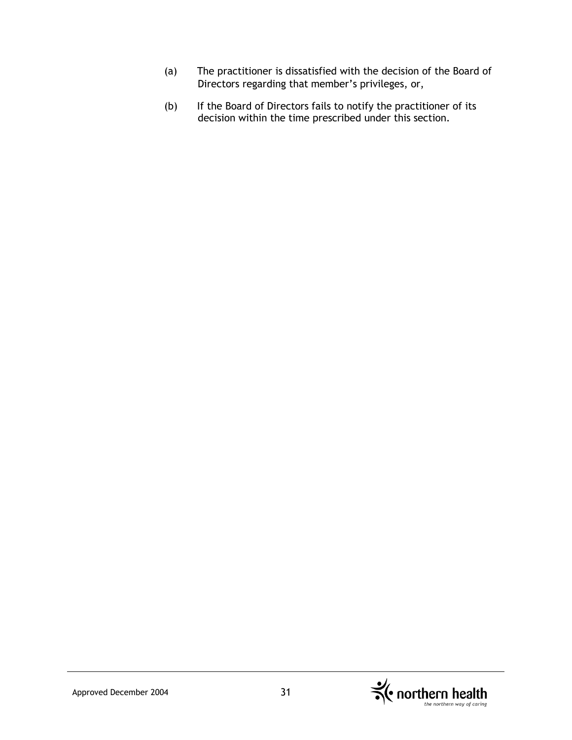(a) The practitioner is dissatisfied with the decision of the Board of Directors regarding that member's privileges, or,

(b) If the Board of Directors fails to notify the practitioner of its decision within the time prescribed under this section.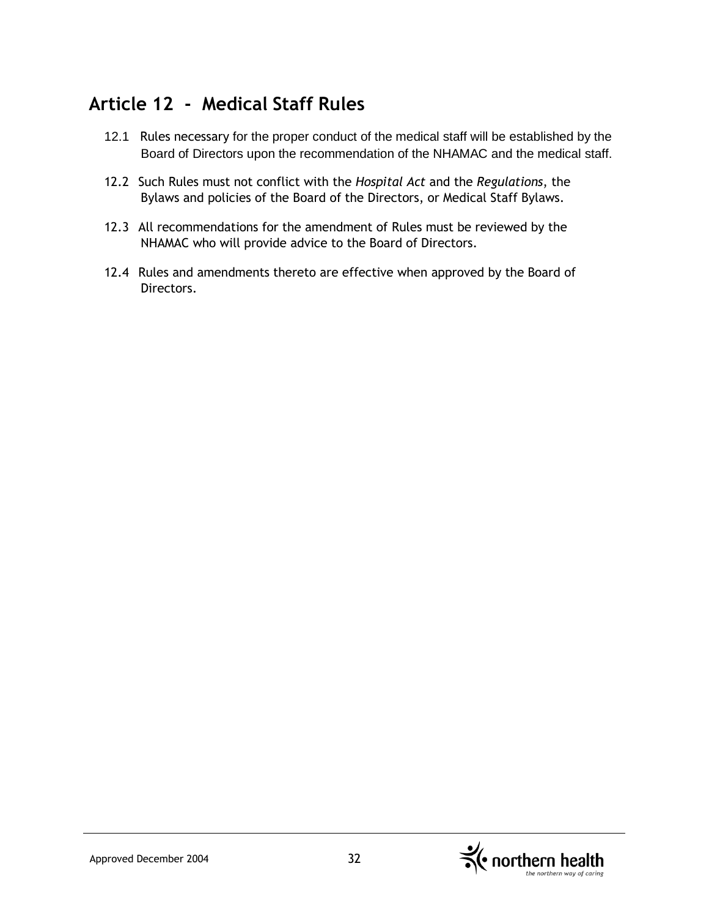## Article 12 - Medical Staff Rules

12.1 Rules necessary for the proper conduct of the medical staff will be established by the Board of Directors upon the recommendation of the NHAMAC and the medical staff.

12.2 Such Rules must not conflict with the *Hospital Act* and the *Regulations,* the Bylaws and policies of the Board of the Directors, or Medical Staff Bylaws.

12.3 All recommendations for the amendment of Rules must be reviewed by the NHAMAC who will provide advice to the Board of Directors.

12.4 Rules and amendments thereto are effective when approved by the Board of Directors.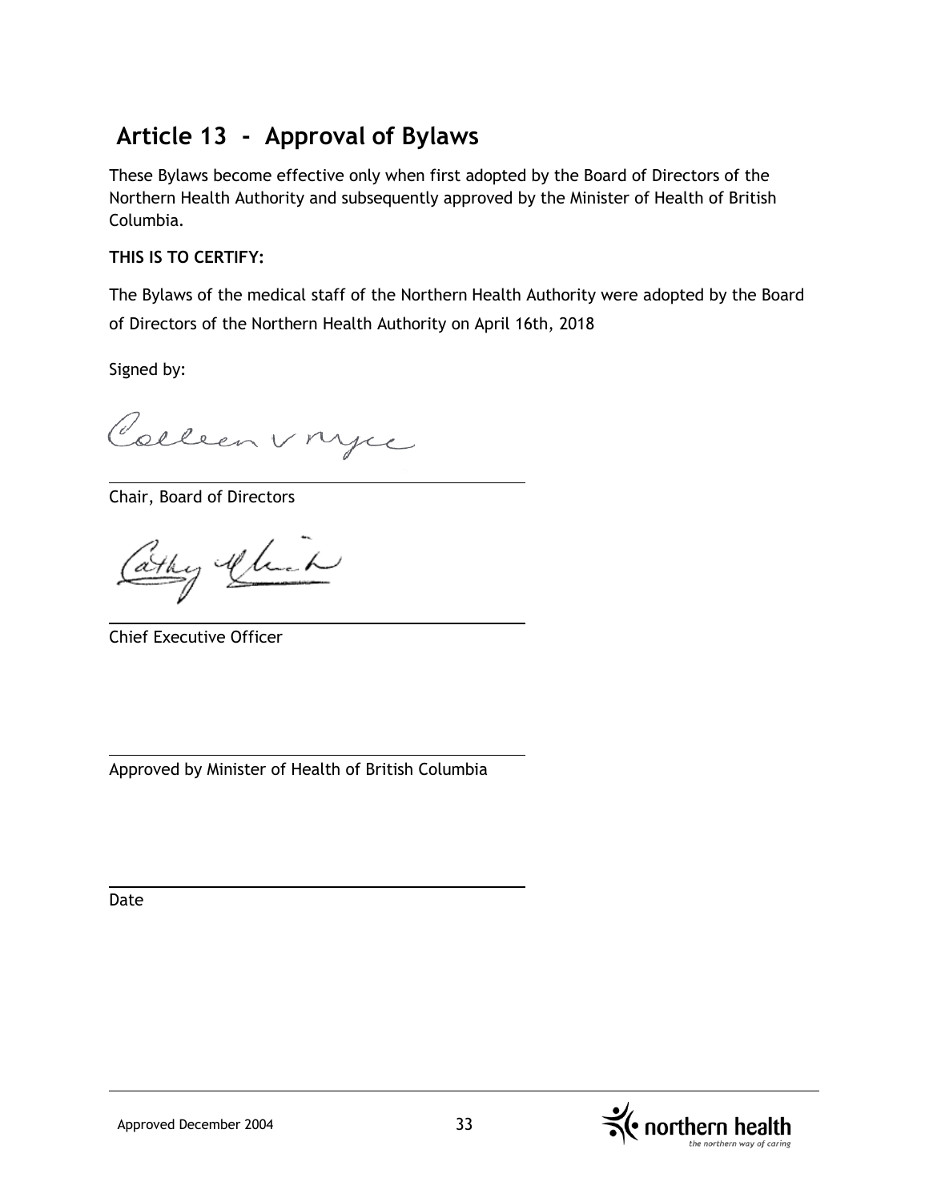## Article 13 - Approval of Bylaws

These Bylaws become effective only when first adopted by the Board of Directors of the Northern Health Authority and subsequently approved by the Minister of Health of British Columbia.

**THIS IS TO CERTIFY:**

The Bylaws of the medical staff of the Northern Health Authority were adopted by the Board of Directors of the Northern Health Authority on April 16th, 2018

Signed by:

Chair, Board of Directors

Chief Executive Officer

Approved by Minister of Health of British Columbia

Date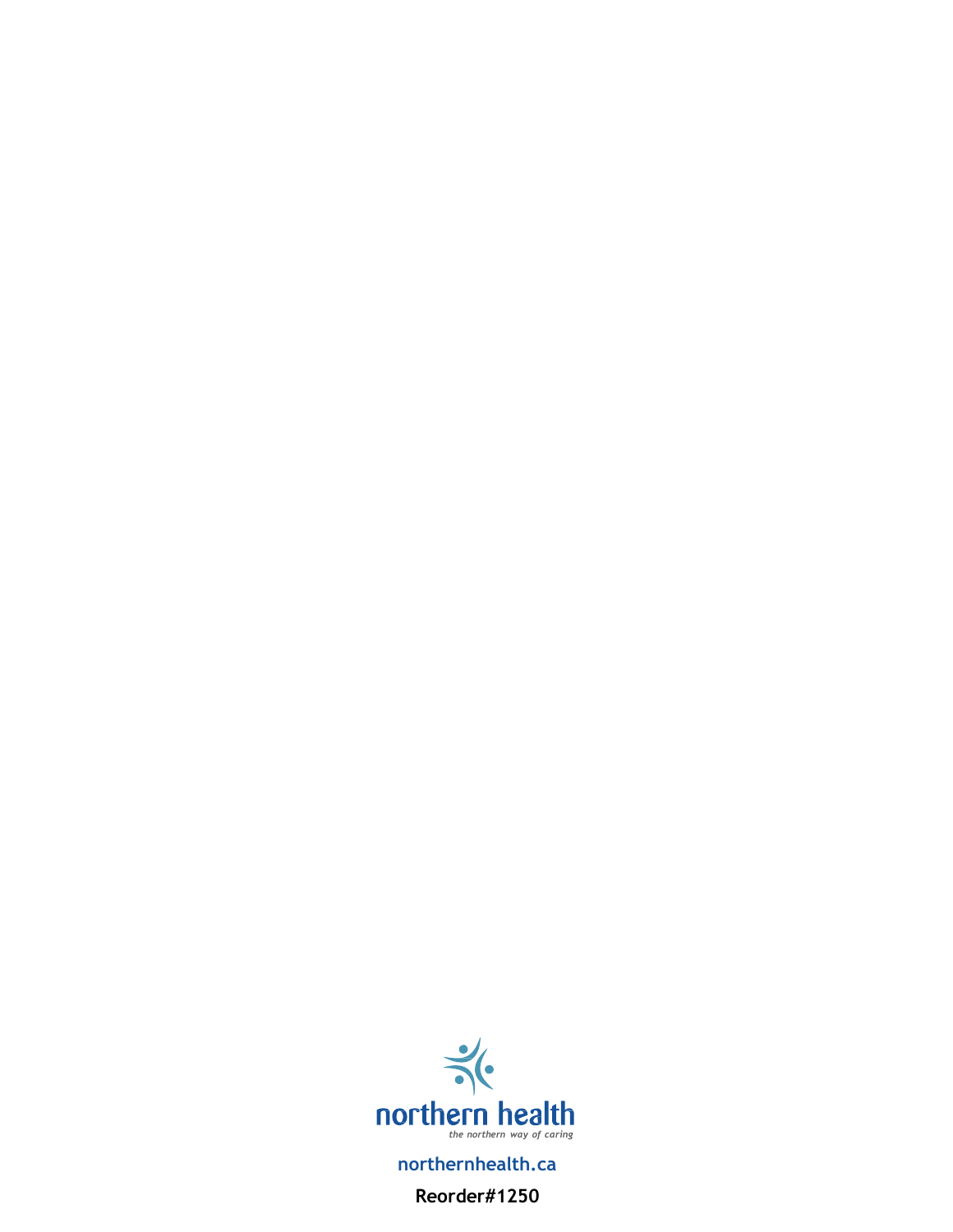northern health

*the northern way of caring*

northernhealth.ca

**Reorder#1250**